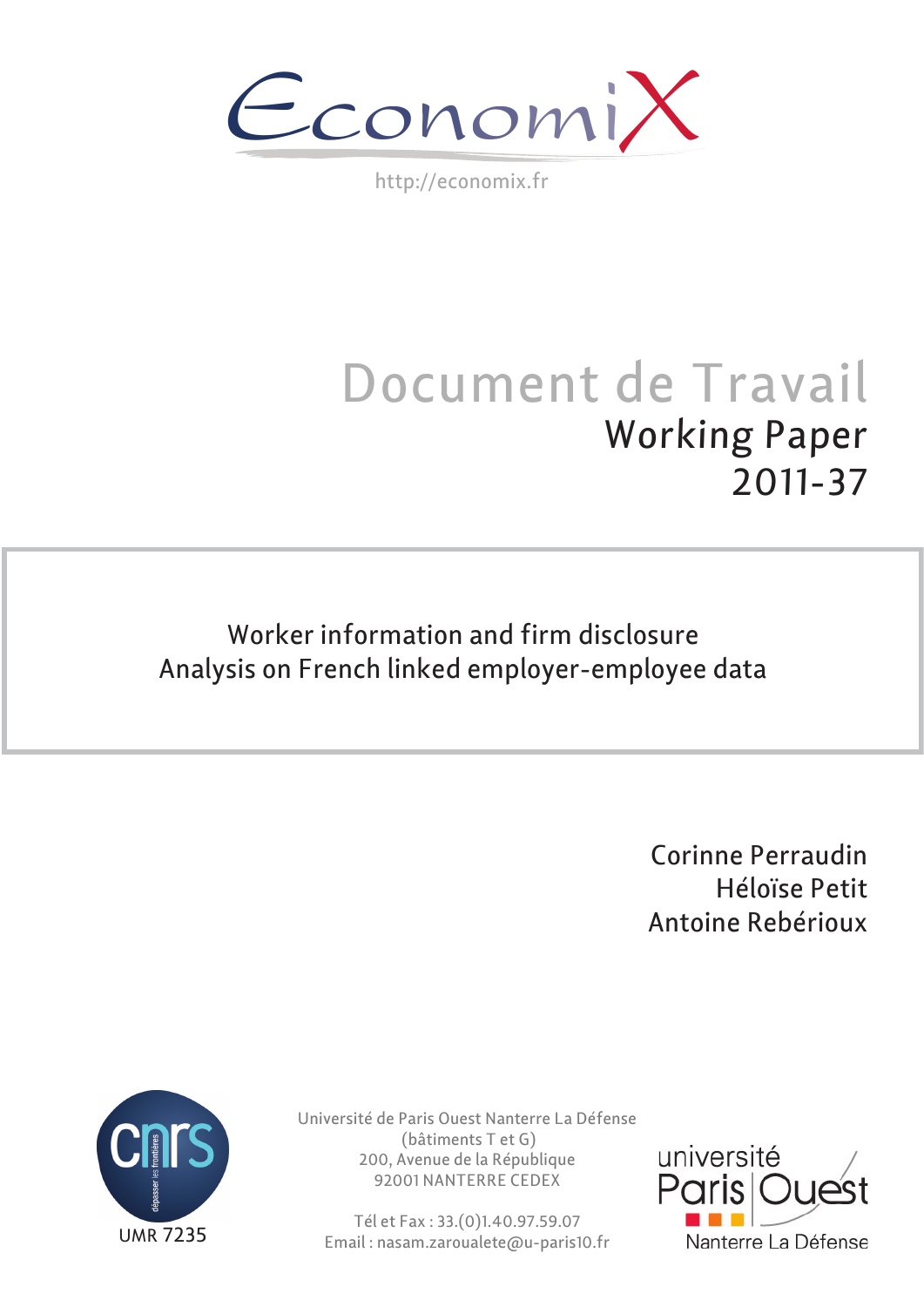EconomiX

http://economix.fr

# Document de Travail

## Working Paper 2011-37

**Worker information and firm disclosure**
**Analysis on French linked employer-employee data**

Corinne Perraudin
Héloïse Petit
Antoine Rebérioux

UMR 7235

Université de Paris Ouest Nanterre La Défense
(bâtiments T et G)
200, Avenue de la République
92001 NANTERRE CEDEX

Tél et Fax : 33.(0)1.40.97.59.07
Email : nasam.zaroualete@u-paris10.fr

université Paris Ouest Nanterre La Défense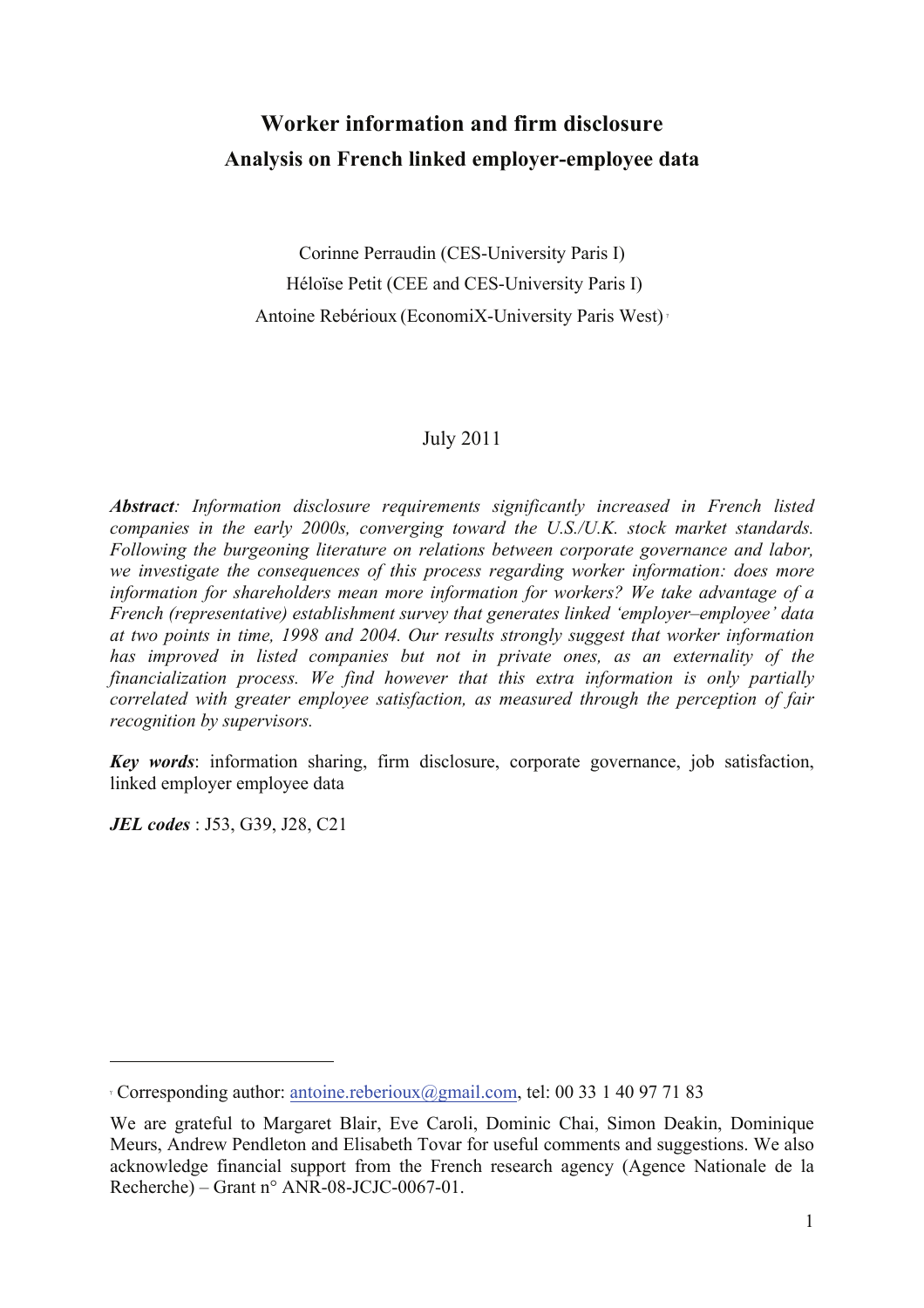# Worker information and firm disclosure

## Analysis on French linked employer-employee data

Corinne Perraudin (CES-University Paris I)

Héloïse Petit (CEE and CES-University Paris I)

Antoine Rebérioux (EconomiX-University Paris West)[*]

July 2011

***Abstract***: *Information disclosure requirements significantly increased in French listed companies in the early 2000s, converging toward the U.S./U.K. stock market standards. Following the burgeoning literature on relations between corporate governance and labor, we investigate the consequences of this process regarding worker information: does more information for shareholders mean more information for workers? We take advantage of a French (representative) establishment survey that generates linked 'employer–employee' data at two points in time, 1998 and 2004. Our results strongly suggest that worker information has improved in listed companies but not in private ones, as an externality of the financialization process. We find however that this extra information is only partially correlated with greater employee satisfaction, as measured through the perception of fair recognition by supervisors.*

***Key words***: information sharing, firm disclosure, corporate governance, job satisfaction, linked employer employee data

***JEL codes*** : J53, G39, J28, C21

---

[*] Corresponding author: antoine.reberioux@gmail.com, tel: 00 33 1 40 97 71 83

We are grateful to Margaret Blair, Eve Caroli, Dominic Chai, Simon Deakin, Dominique Meurs, Andrew Pendleton and Elisabeth Tovar for useful comments and suggestions. We also acknowledge financial support from the French research agency (Agence Nationale de la Recherche) – Grant n° ANR-08-JCJC-0067-01.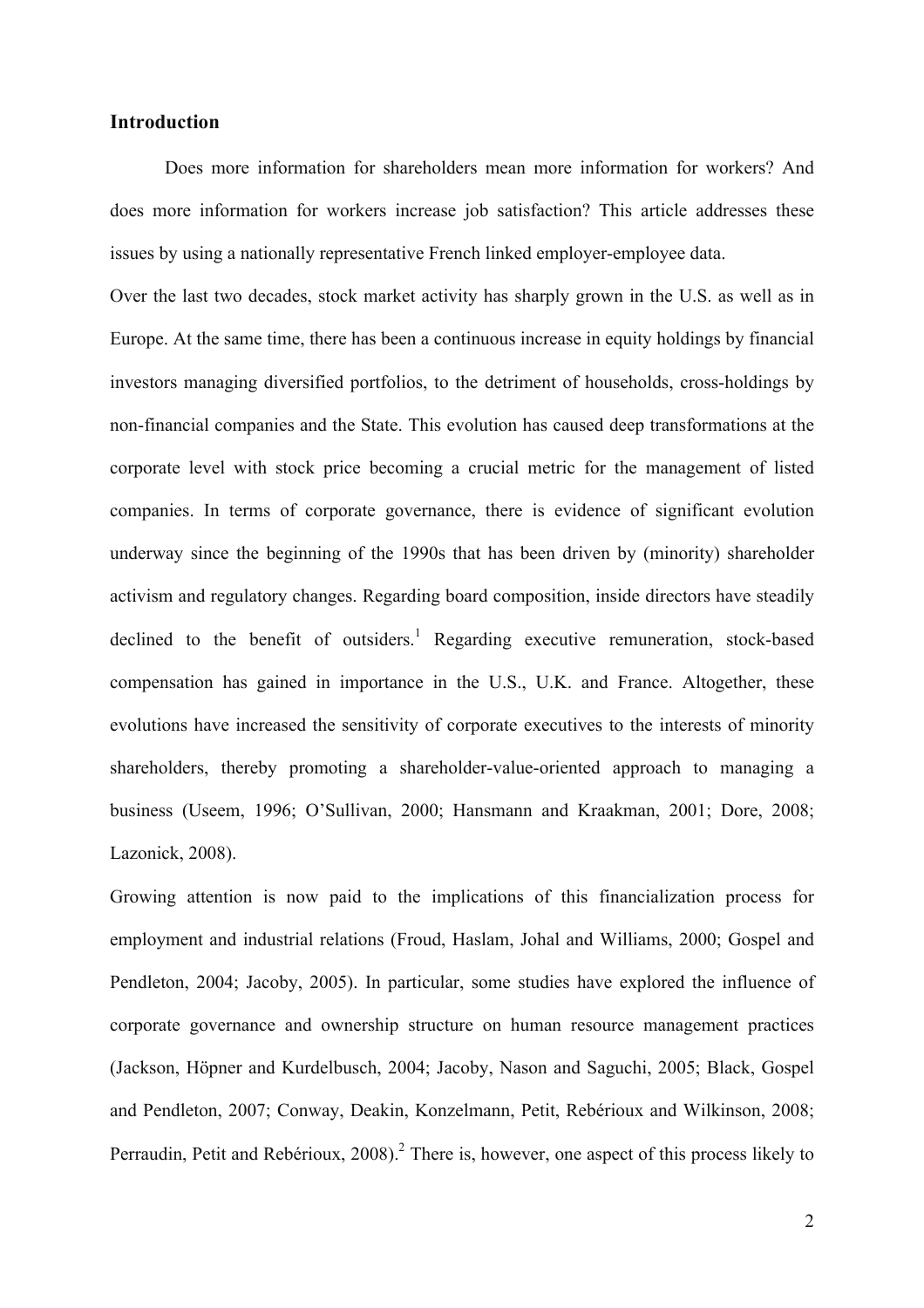## Introduction

Does more information for shareholders mean more information for workers? And does more information for workers increase job satisfaction? This article addresses these issues by using a nationally representative French linked employer-employee data.

Over the last two decades, stock market activity has sharply grown in the U.S. as well as in Europe. At the same time, there has been a continuous increase in equity holdings by financial investors managing diversified portfolios, to the detriment of households, cross-holdings by non-financial companies and the State. This evolution has caused deep transformations at the corporate level with stock price becoming a crucial metric for the management of listed companies. In terms of corporate governance, there is evidence of significant evolution underway since the beginning of the 1990s that has been driven by (minority) shareholder activism and regulatory changes. Regarding board composition, inside directors have steadily declined to the benefit of outsiders.[1] Regarding executive remuneration, stock-based compensation has gained in importance in the U.S., U.K. and France. Altogether, these evolutions have increased the sensitivity of corporate executives to the interests of minority shareholders, thereby promoting a shareholder-value-oriented approach to managing a business (Useem, 1996; O'Sullivan, 2000; Hansmann and Kraakman, 2001; Dore, 2008; Lazonick, 2008).

Growing attention is now paid to the implications of this financialization process for employment and industrial relations (Froud, Haslam, Johal and Williams, 2000; Gospel and Pendleton, 2004; Jacoby, 2005). In particular, some studies have explored the influence of corporate governance and ownership structure on human resource management practices (Jackson, Höpner and Kurdelbusch, 2004; Jacoby, Nason and Saguchi, 2005; Black, Gospel and Pendleton, 2007; Conway, Deakin, Konzelmann, Petit, Rebérioux and Wilkinson, 2008; Perraudin, Petit and Rebérioux, 2008).[2] There is, however, one aspect of this process likely to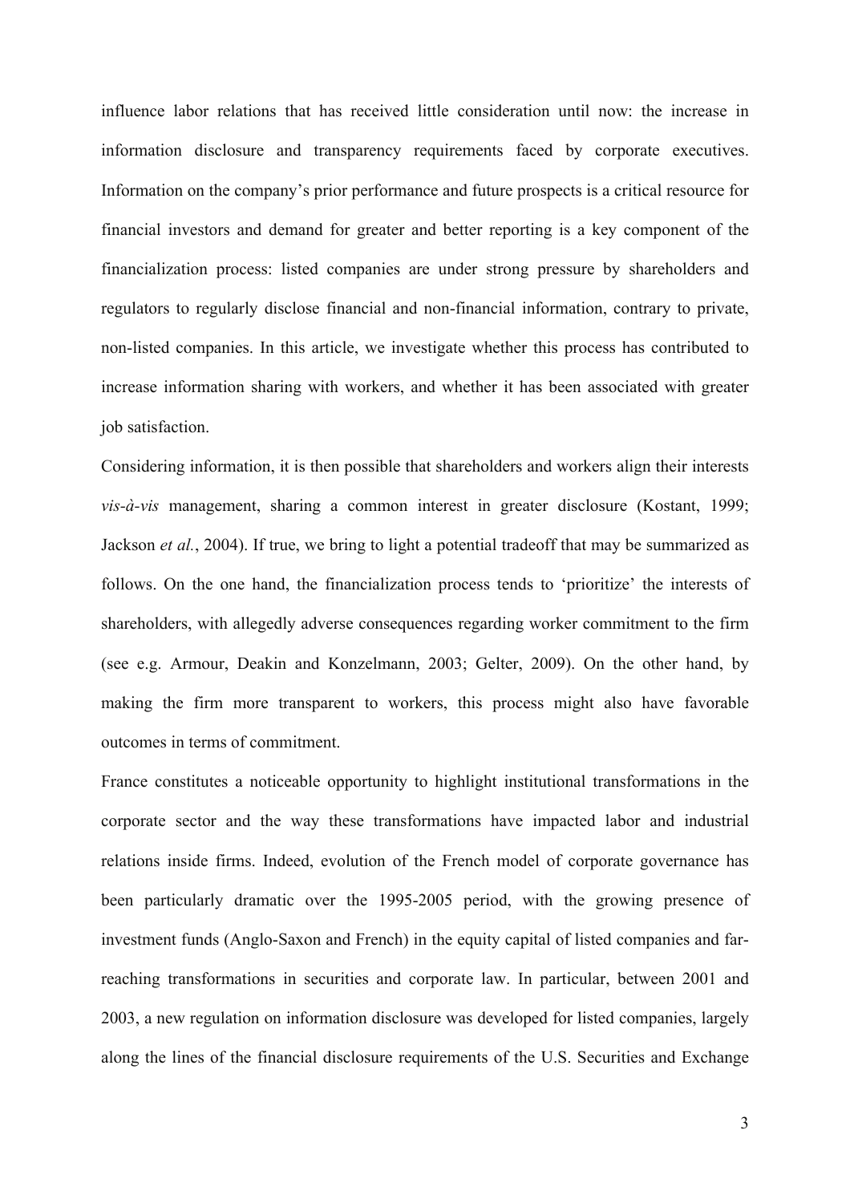influence labor relations that has received little consideration until now: the increase in information disclosure and transparency requirements faced by corporate executives. Information on the company's prior performance and future prospects is a critical resource for financial investors and demand for greater and better reporting is a key component of the financialization process: listed companies are under strong pressure by shareholders and regulators to regularly disclose financial and non-financial information, contrary to private, non-listed companies. In this article, we investigate whether this process has contributed to increase information sharing with workers, and whether it has been associated with greater job satisfaction.

Considering information, it is then possible that shareholders and workers align their interests *vis-à-vis* management, sharing a common interest in greater disclosure (Kostant, 1999; Jackson *et al.*, 2004). If true, we bring to light a potential tradeoff that may be summarized as follows. On the one hand, the financialization process tends to 'prioritize' the interests of shareholders, with allegedly adverse consequences regarding worker commitment to the firm (see e.g. Armour, Deakin and Konzelmann, 2003; Gelter, 2009). On the other hand, by making the firm more transparent to workers, this process might also have favorable outcomes in terms of commitment.

France constitutes a noticeable opportunity to highlight institutional transformations in the corporate sector and the way these transformations have impacted labor and industrial relations inside firms. Indeed, evolution of the French model of corporate governance has been particularly dramatic over the 1995-2005 period, with the growing presence of investment funds (Anglo-Saxon and French) in the equity capital of listed companies and far-reaching transformations in securities and corporate law. In particular, between 2001 and 2003, a new regulation on information disclosure was developed for listed companies, largely along the lines of the financial disclosure requirements of the U.S. Securities and Exchange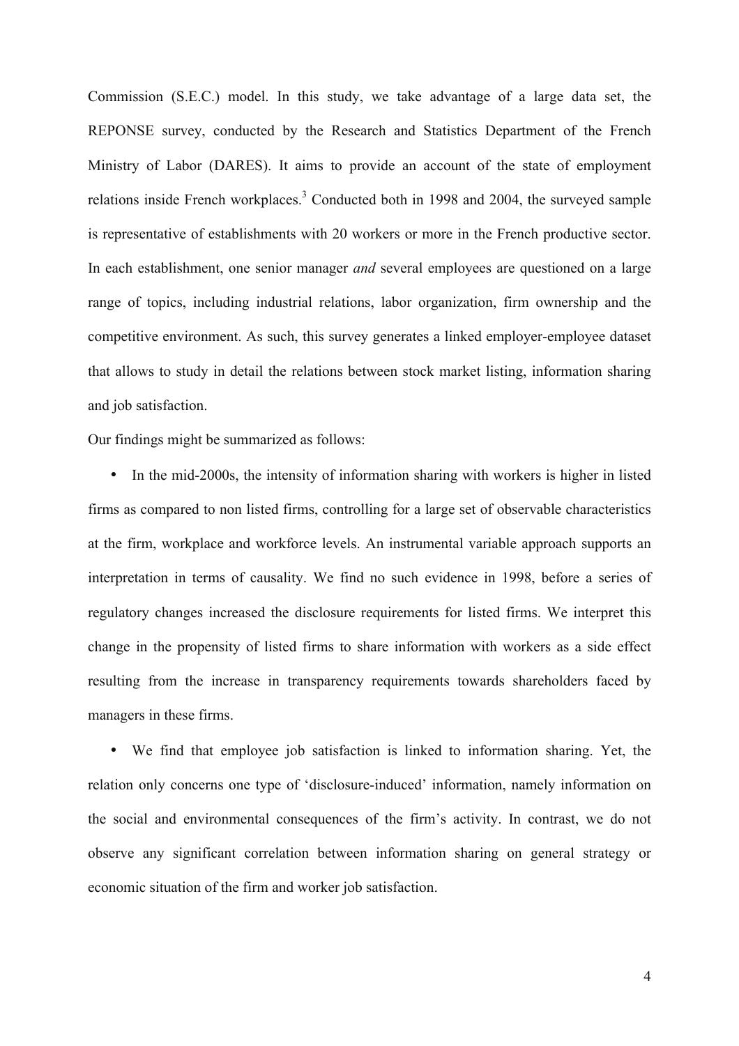Commission (S.E.C.) model. In this study, we take advantage of a large data set, the REPONSE survey, conducted by the Research and Statistics Department of the French Ministry of Labor (DARES). It aims to provide an account of the state of employment relations inside French workplaces.[3] Conducted both in 1998 and 2004, the surveyed sample is representative of establishments with 20 workers or more in the French productive sector. In each establishment, one senior manager *and* several employees are questioned on a large range of topics, including industrial relations, labor organization, firm ownership and the competitive environment. As such, this survey generates a linked employer-employee dataset that allows to study in detail the relations between stock market listing, information sharing and job satisfaction.

Our findings might be summarized as follows:

- In the mid-2000s, the intensity of information sharing with workers is higher in listed firms as compared to non listed firms, controlling for a large set of observable characteristics at the firm, workplace and workforce levels. An instrumental variable approach supports an interpretation in terms of causality. We find no such evidence in 1998, before a series of regulatory changes increased the disclosure requirements for listed firms. We interpret this change in the propensity of listed firms to share information with workers as a side effect resulting from the increase in transparency requirements towards shareholders faced by managers in these firms.

- We find that employee job satisfaction is linked to information sharing. Yet, the relation only concerns one type of 'disclosure-induced' information, namely information on the social and environmental consequences of the firm's activity. In contrast, we do not observe any significant correlation between information sharing on general strategy or economic situation of the firm and worker job satisfaction.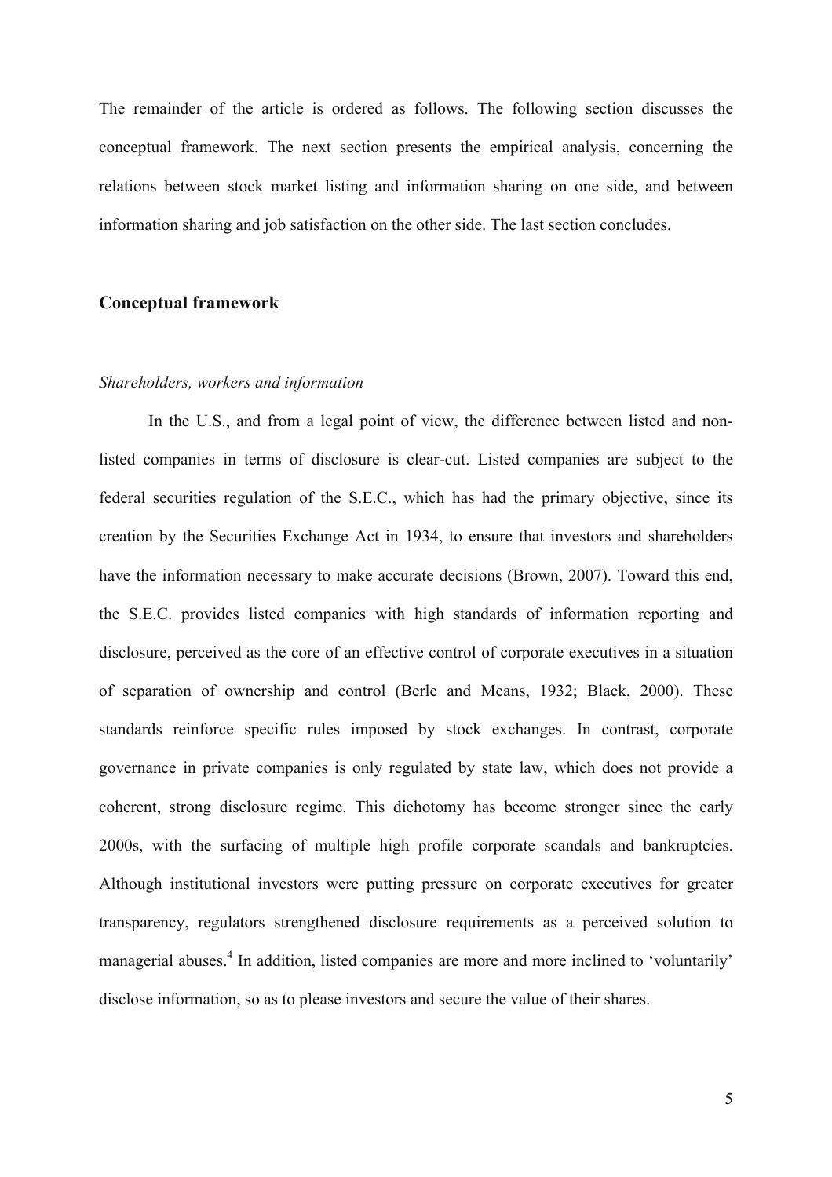The remainder of the article is ordered as follows. The following section discusses the conceptual framework. The next section presents the empirical analysis, concerning the relations between stock market listing and information sharing on one side, and between information sharing and job satisfaction on the other side. The last section concludes.

## Conceptual framework

### *Shareholders, workers and information*

In the U.S., and from a legal point of view, the difference between listed and non-listed companies in terms of disclosure is clear-cut. Listed companies are subject to the federal securities regulation of the S.E.C., which has had the primary objective, since its creation by the Securities Exchange Act in 1934, to ensure that investors and shareholders have the information necessary to make accurate decisions (Brown, 2007). Toward this end, the S.E.C. provides listed companies with high standards of information reporting and disclosure, perceived as the core of an effective control of corporate executives in a situation of separation of ownership and control (Berle and Means, 1932; Black, 2000). These standards reinforce specific rules imposed by stock exchanges. In contrast, corporate governance in private companies is only regulated by state law, which does not provide a coherent, strong disclosure regime. This dichotomy has become stronger since the early 2000s, with the surfacing of multiple high profile corporate scandals and bankruptcies. Although institutional investors were putting pressure on corporate executives for greater transparency, regulators strengthened disclosure requirements as a perceived solution to managerial abuses.[4] In addition, listed companies are more and more inclined to 'voluntarily' disclose information, so as to please investors and secure the value of their shares.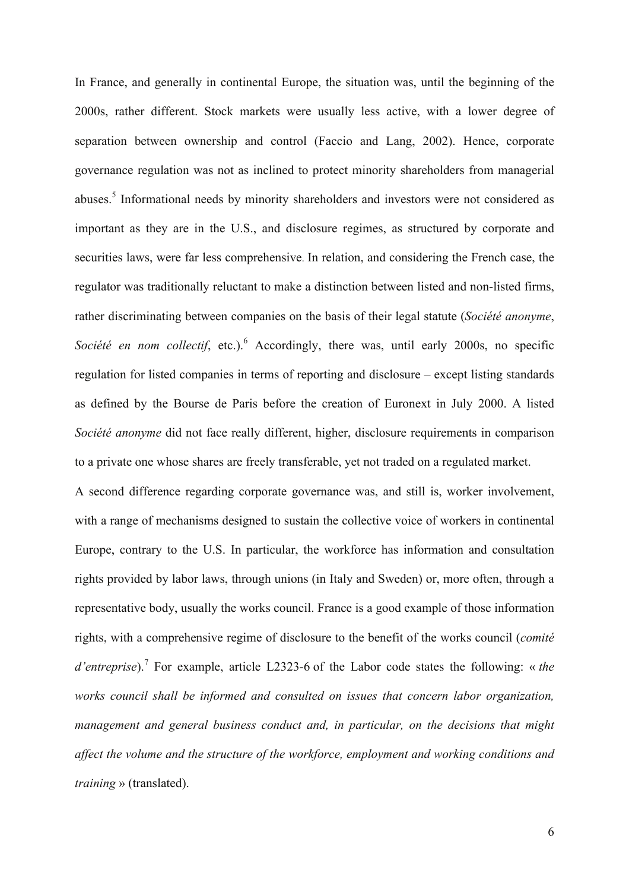In France, and generally in continental Europe, the situation was, until the beginning of the 2000s, rather different. Stock markets were usually less active, with a lower degree of separation between ownership and control (Faccio and Lang, 2002). Hence, corporate governance regulation was not as inclined to protect minority shareholders from managerial abuses.[5] Informational needs by minority shareholders and investors were not considered as important as they are in the U.S., and disclosure regimes, as structured by corporate and securities laws, were far less comprehensive. In relation, and considering the French case, the regulator was traditionally reluctant to make a distinction between listed and non-listed firms, rather discriminating between companies on the basis of their legal statute (*Société anonyme*, *Société en nom collectif*, etc.).[6] Accordingly, there was, until early 2000s, no specific regulation for listed companies in terms of reporting and disclosure – except listing standards as defined by the Bourse de Paris before the creation of Euronext in July 2000. A listed *Société anonyme* did not face really different, higher, disclosure requirements in comparison to a private one whose shares are freely transferable, yet not traded on a regulated market.

A second difference regarding corporate governance was, and still is, worker involvement, with a range of mechanisms designed to sustain the collective voice of workers in continental Europe, contrary to the U.S. In particular, the workforce has information and consultation rights provided by labor laws, through unions (in Italy and Sweden) or, more often, through a representative body, usually the works council. France is a good example of those information rights, with a comprehensive regime of disclosure to the benefit of the works council (*comité d'entreprise*).[7] For example, article L2323-6 of the Labor code states the following: « *the works council shall be informed and consulted on issues that concern labor organization, management and general business conduct and, in particular, on the decisions that might affect the volume and the structure of the workforce, employment and working conditions and training* » (translated).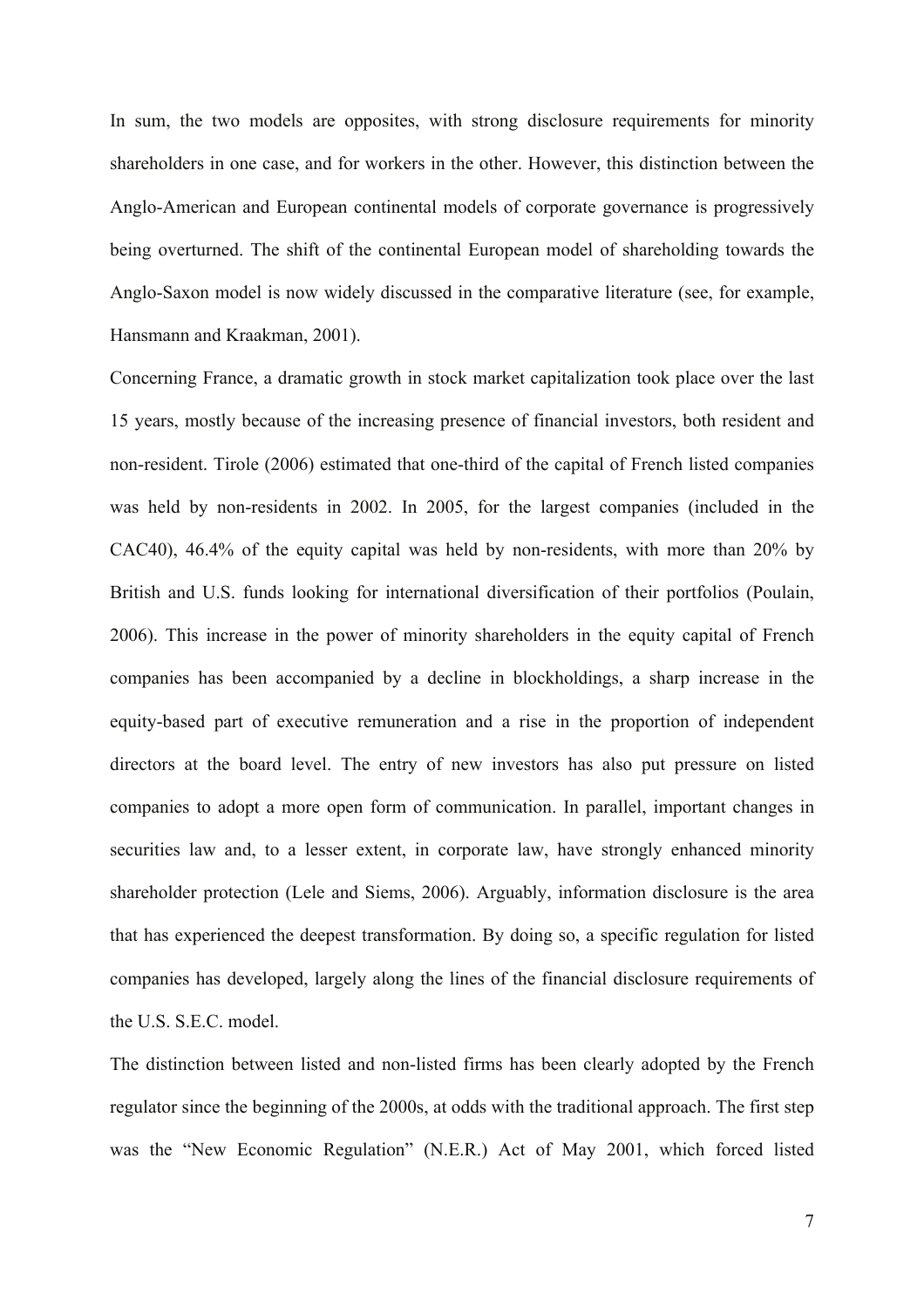In sum, the two models are opposites, with strong disclosure requirements for minority shareholders in one case, and for workers in the other. However, this distinction between the Anglo-American and European continental models of corporate governance is progressively being overturned. The shift of the continental European model of shareholding towards the Anglo-Saxon model is now widely discussed in the comparative literature (see, for example, Hansmann and Kraakman, 2001).

Concerning France, a dramatic growth in stock market capitalization took place over the last 15 years, mostly because of the increasing presence of financial investors, both resident and non-resident. Tirole (2006) estimated that one-third of the capital of French listed companies was held by non-residents in 2002. In 2005, for the largest companies (included in the CAC40), 46.4% of the equity capital was held by non-residents, with more than 20% by British and U.S. funds looking for international diversification of their portfolios (Poulain, 2006). This increase in the power of minority shareholders in the equity capital of French companies has been accompanied by a decline in blockholdings, a sharp increase in the equity-based part of executive remuneration and a rise in the proportion of independent directors at the board level. The entry of new investors has also put pressure on listed companies to adopt a more open form of communication. In parallel, important changes in securities law and, to a lesser extent, in corporate law, have strongly enhanced minority shareholder protection (Lele and Siems, 2006). Arguably, information disclosure is the area that has experienced the deepest transformation. By doing so, a specific regulation for listed companies has developed, largely along the lines of the financial disclosure requirements of the U.S. S.E.C. model.

The distinction between listed and non-listed firms has been clearly adopted by the French regulator since the beginning of the 2000s, at odds with the traditional approach. The first step was the "New Economic Regulation" (N.E.R.) Act of May 2001, which forced listed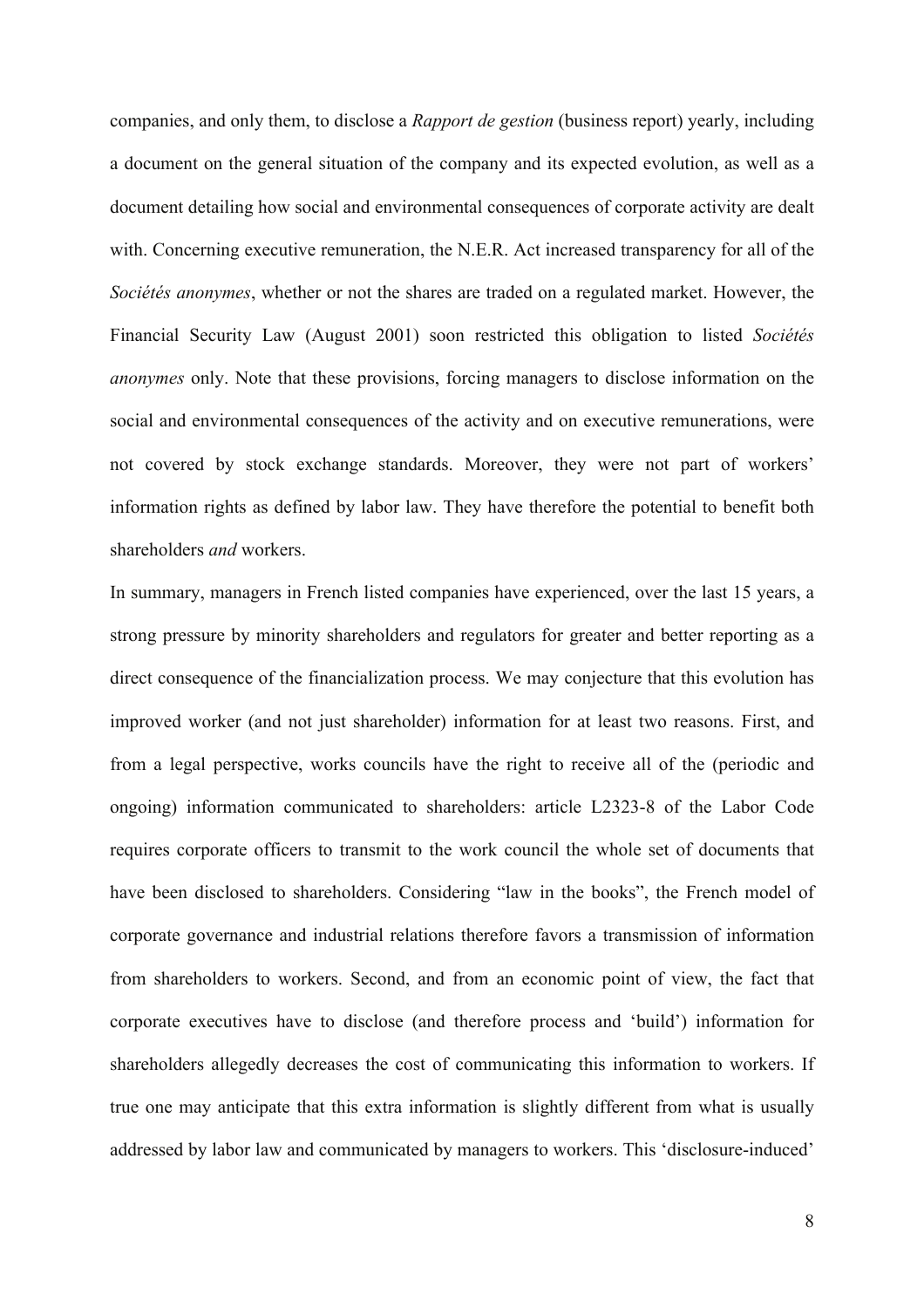companies, and only them, to disclose a *Rapport de gestion* (business report) yearly, including a document on the general situation of the company and its expected evolution, as well as a document detailing how social and environmental consequences of corporate activity are dealt with. Concerning executive remuneration, the N.E.R. Act increased transparency for all of the *Sociétés anonymes*, whether or not the shares are traded on a regulated market. However, the Financial Security Law (August 2001) soon restricted this obligation to listed *Sociétés anonymes* only. Note that these provisions, forcing managers to disclose information on the social and environmental consequences of the activity and on executive remunerations, were not covered by stock exchange standards. Moreover, they were not part of workers' information rights as defined by labor law. They have therefore the potential to benefit both shareholders *and* workers.

In summary, managers in French listed companies have experienced, over the last 15 years, a strong pressure by minority shareholders and regulators for greater and better reporting as a direct consequence of the financialization process. We may conjecture that this evolution has improved worker (and not just shareholder) information for at least two reasons. First, and from a legal perspective, works councils have the right to receive all of the (periodic and ongoing) information communicated to shareholders: article L2323-8 of the Labor Code requires corporate officers to transmit to the work council the whole set of documents that have been disclosed to shareholders. Considering "law in the books", the French model of corporate governance and industrial relations therefore favors a transmission of information from shareholders to workers. Second, and from an economic point of view, the fact that corporate executives have to disclose (and therefore process and 'build') information for shareholders allegedly decreases the cost of communicating this information to workers. If true one may anticipate that this extra information is slightly different from what is usually addressed by labor law and communicated by managers to workers. This 'disclosure-induced'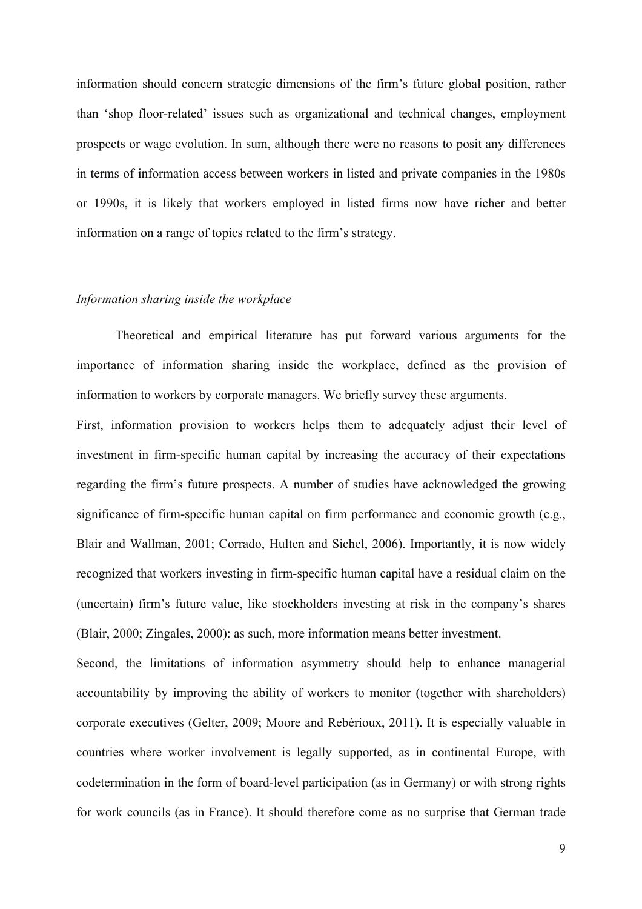information should concern strategic dimensions of the firm's future global position, rather than 'shop floor-related' issues such as organizational and technical changes, employment prospects or wage evolution. In sum, although there were no reasons to posit any differences in terms of information access between workers in listed and private companies in the 1980s or 1990s, it is likely that workers employed in listed firms now have richer and better information on a range of topics related to the firm's strategy.

*Information sharing inside the workplace*

Theoretical and empirical literature has put forward various arguments for the importance of information sharing inside the workplace, defined as the provision of information to workers by corporate managers. We briefly survey these arguments.

First, information provision to workers helps them to adequately adjust their level of investment in firm-specific human capital by increasing the accuracy of their expectations regarding the firm's future prospects. A number of studies have acknowledged the growing significance of firm-specific human capital on firm performance and economic growth (e.g., Blair and Wallman, 2001; Corrado, Hulten and Sichel, 2006). Importantly, it is now widely recognized that workers investing in firm-specific human capital have a residual claim on the (uncertain) firm's future value, like stockholders investing at risk in the company's shares (Blair, 2000; Zingales, 2000): as such, more information means better investment.

Second, the limitations of information asymmetry should help to enhance managerial accountability by improving the ability of workers to monitor (together with shareholders) corporate executives (Gelter, 2009; Moore and Rebérioux, 2011). It is especially valuable in countries where worker involvement is legally supported, as in continental Europe, with codetermination in the form of board-level participation (as in Germany) or with strong rights for work councils (as in France). It should therefore come as no surprise that German trade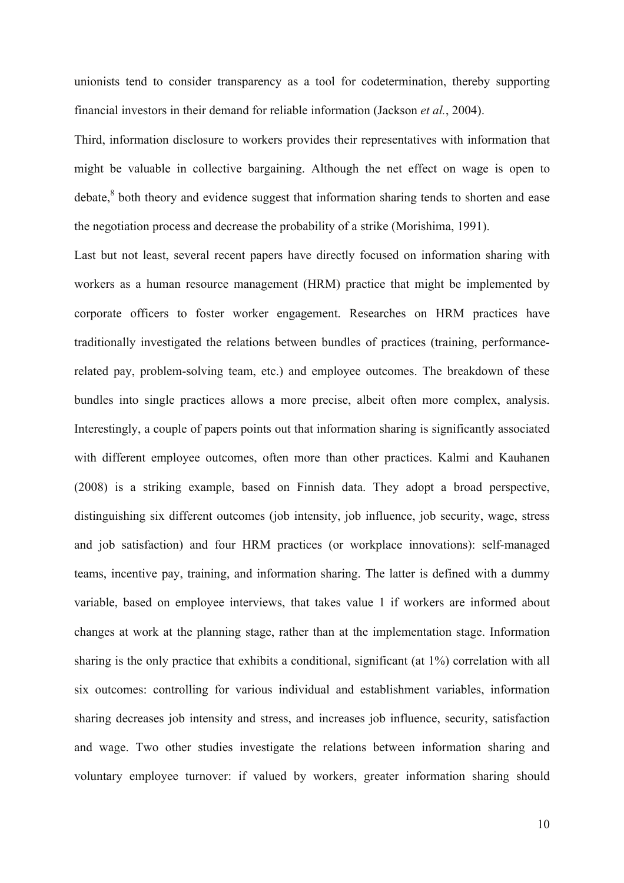unionists tend to consider transparency as a tool for codetermination, thereby supporting financial investors in their demand for reliable information (Jackson *et al.*, 2004).

Third, information disclosure to workers provides their representatives with information that might be valuable in collective bargaining. Although the net effect on wage is open to debate,[8] both theory and evidence suggest that information sharing tends to shorten and ease the negotiation process and decrease the probability of a strike (Morishima, 1991).

Last but not least, several recent papers have directly focused on information sharing with workers as a human resource management (HRM) practice that might be implemented by corporate officers to foster worker engagement. Researches on HRM practices have traditionally investigated the relations between bundles of practices (training, performance-related pay, problem-solving team, etc.) and employee outcomes. The breakdown of these bundles into single practices allows a more precise, albeit often more complex, analysis. Interestingly, a couple of papers points out that information sharing is significantly associated with different employee outcomes, often more than other practices. Kalmi and Kauhanen (2008) is a striking example, based on Finnish data. They adopt a broad perspective, distinguishing six different outcomes (job intensity, job influence, job security, wage, stress and job satisfaction) and four HRM practices (or workplace innovations): self-managed teams, incentive pay, training, and information sharing. The latter is defined with a dummy variable, based on employee interviews, that takes value 1 if workers are informed about changes at work at the planning stage, rather than at the implementation stage. Information sharing is the only practice that exhibits a conditional, significant (at 1%) correlation with all six outcomes: controlling for various individual and establishment variables, information sharing decreases job intensity and stress, and increases job influence, security, satisfaction and wage. Two other studies investigate the relations between information sharing and voluntary employee turnover: if valued by workers, greater information sharing should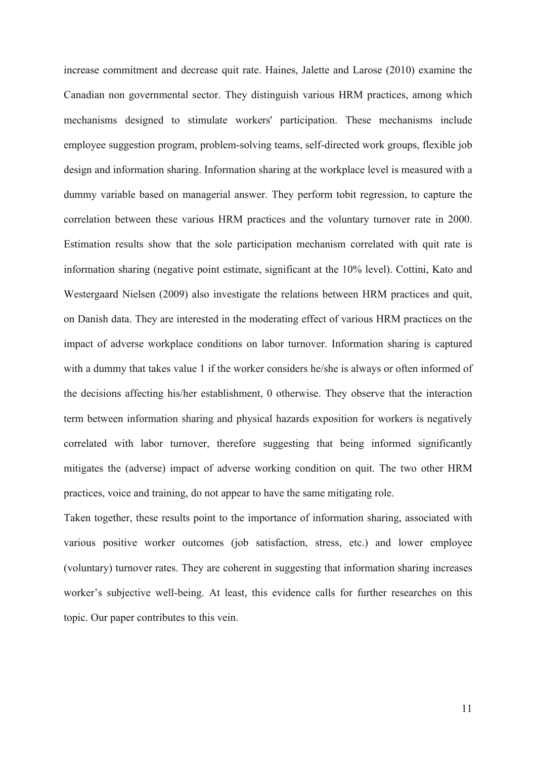increase commitment and decrease quit rate. Haines, Jalette and Larose (2010) examine the Canadian non governmental sector. They distinguish various HRM practices, among which mechanisms designed to stimulate workers' participation. These mechanisms include employee suggestion program, problem-solving teams, self-directed work groups, flexible job design and information sharing. Information sharing at the workplace level is measured with a dummy variable based on managerial answer. They perform tobit regression, to capture the correlation between these various HRM practices and the voluntary turnover rate in 2000. Estimation results show that the sole participation mechanism correlated with quit rate is information sharing (negative point estimate, significant at the 10% level). Cottini, Kato and Westergaard Nielsen (2009) also investigate the relations between HRM practices and quit, on Danish data. They are interested in the moderating effect of various HRM practices on the impact of adverse workplace conditions on labor turnover. Information sharing is captured with a dummy that takes value 1 if the worker considers he/she is always or often informed of the decisions affecting his/her establishment, 0 otherwise. They observe that the interaction term between information sharing and physical hazards exposition for workers is negatively correlated with labor turnover, therefore suggesting that being informed significantly mitigates the (adverse) impact of adverse working condition on quit. The two other HRM practices, voice and training, do not appear to have the same mitigating role.

Taken together, these results point to the importance of information sharing, associated with various positive worker outcomes (job satisfaction, stress, etc.) and lower employee (voluntary) turnover rates. They are coherent in suggesting that information sharing increases worker's subjective well-being. At least, this evidence calls for further researches on this topic. Our paper contributes to this vein.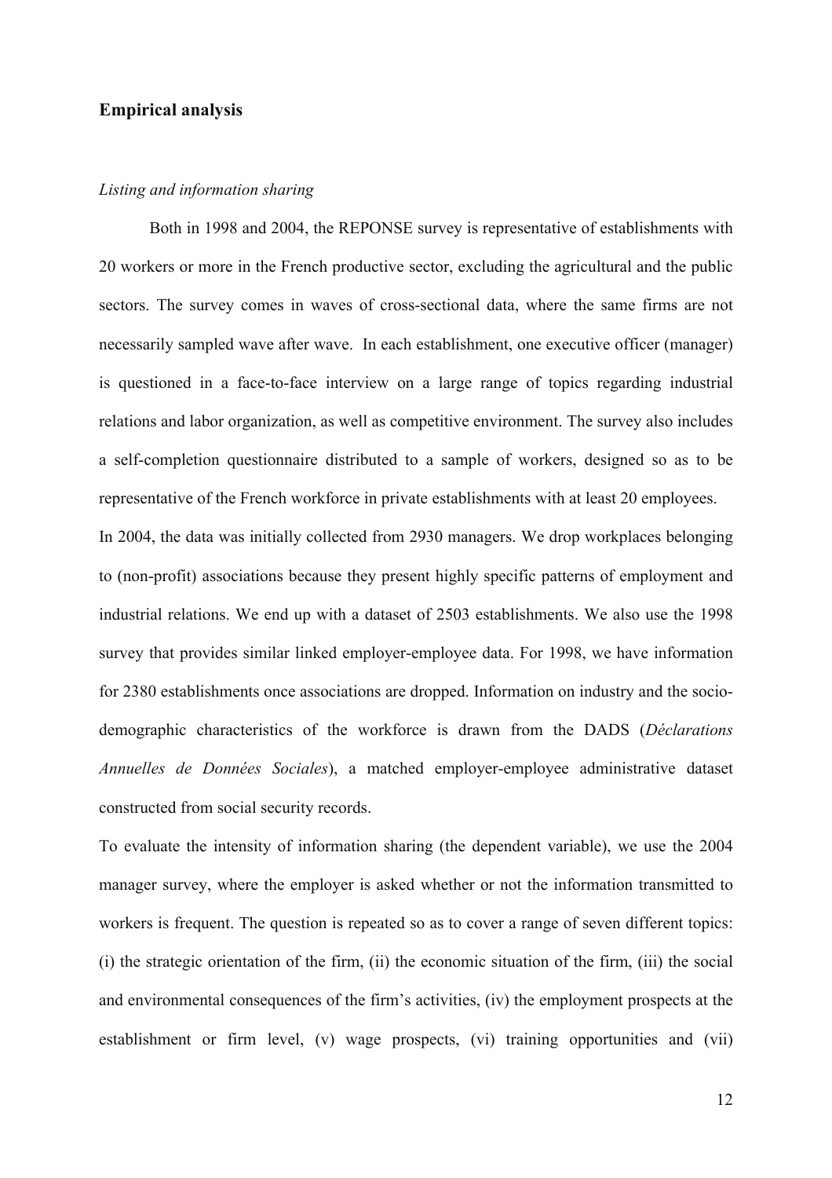## Empirical analysis

### *Listing and information sharing*

Both in 1998 and 2004, the REPONSE survey is representative of establishments with 20 workers or more in the French productive sector, excluding the agricultural and the public sectors. The survey comes in waves of cross-sectional data, where the same firms are not necessarily sampled wave after wave. In each establishment, one executive officer (manager) is questioned in a face-to-face interview on a large range of topics regarding industrial relations and labor organization, as well as competitive environment. The survey also includes a self-completion questionnaire distributed to a sample of workers, designed so as to be representative of the French workforce in private establishments with at least 20 employees.

In 2004, the data was initially collected from 2930 managers. We drop workplaces belonging to (non-profit) associations because they present highly specific patterns of employment and industrial relations. We end up with a dataset of 2503 establishments. We also use the 1998 survey that provides similar linked employer-employee data. For 1998, we have information for 2380 establishments once associations are dropped. Information on industry and the socio-demographic characteristics of the workforce is drawn from the DADS (*Déclarations Annuelles de Données Sociales*), a matched employer-employee administrative dataset constructed from social security records.

To evaluate the intensity of information sharing (the dependent variable), we use the 2004 manager survey, where the employer is asked whether or not the information transmitted to workers is frequent. The question is repeated so as to cover a range of seven different topics: (i) the strategic orientation of the firm, (ii) the economic situation of the firm, (iii) the social and environmental consequences of the firm's activities, (iv) the employment prospects at the establishment or firm level, (v) wage prospects, (vi) training opportunities and (vii)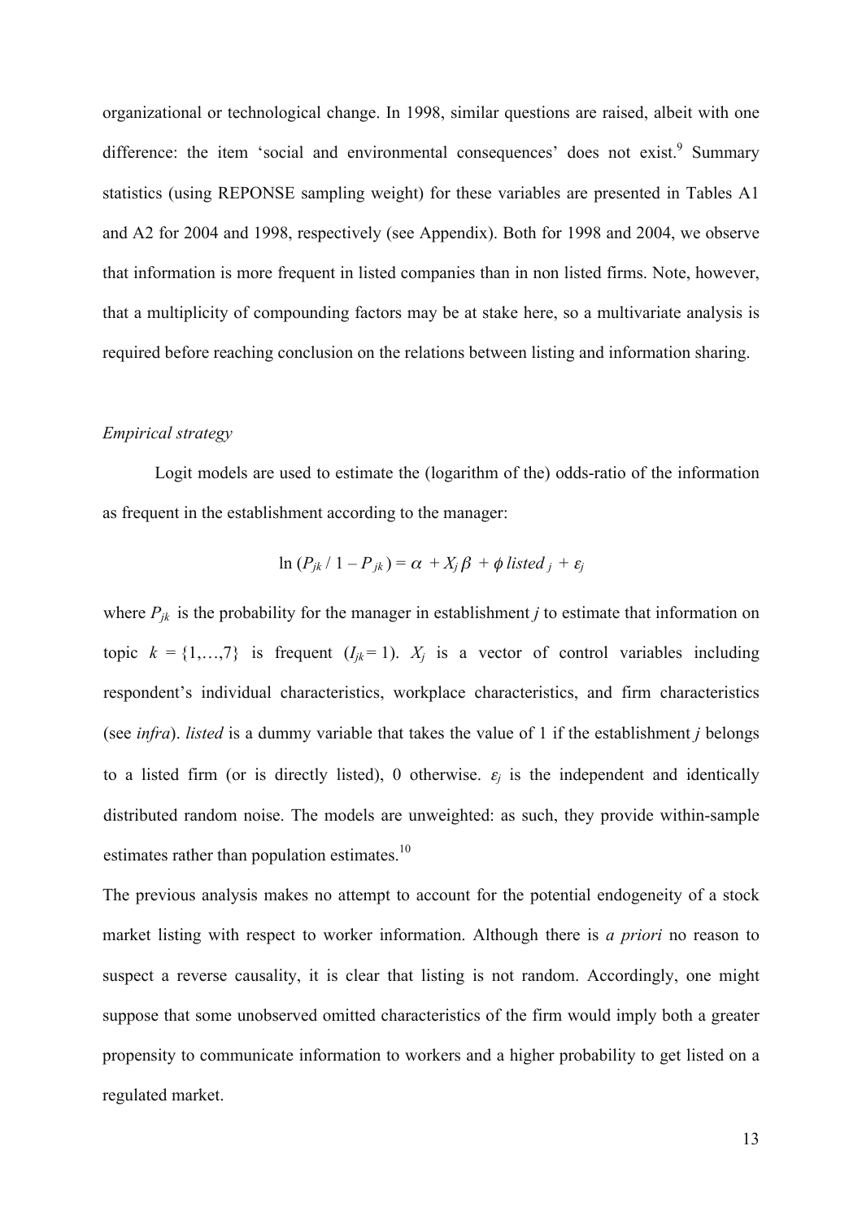organizational or technological change. In 1998, similar questions are raised, albeit with one difference: the item 'social and environmental consequences' does not exist.[9] Summary statistics (using REPONSE sampling weight) for these variables are presented in Tables A1 and A2 for 2004 and 1998, respectively (see Appendix). Both for 1998 and 2004, we observe that information is more frequent in listed companies than in non listed firms. Note, however, that a multiplicity of compounding factors may be at stake here, so a multivariate analysis is required before reaching conclusion on the relations between listing and information sharing.

*Empirical strategy*

Logit models are used to estimate the (logarithm of the) odds-ratio of the information as frequent in the establishment according to the manager:

$$\ln (P_{jk} / 1 - P_{jk}) = \alpha + X_j \beta + \phi \, listed_j + \varepsilon_j$$

where $P_{jk}$ is the probability for the manager in establishment $j$ to estimate that information on topic $k = \{1,\ldots,7\}$ is frequent ($I_{jk} = 1$). $X_j$ is a vector of control variables including respondent's individual characteristics, workplace characteristics, and firm characteristics (see *infra*). *listed* is a dummy variable that takes the value of 1 if the establishment $j$ belongs to a listed firm (or is directly listed), 0 otherwise. $\varepsilon_j$ is the independent and identically distributed random noise. The models are unweighted: as such, they provide within-sample estimates rather than population estimates.[10]

The previous analysis makes no attempt to account for the potential endogeneity of a stock market listing with respect to worker information. Although there is *a priori* no reason to suspect a reverse causality, it is clear that listing is not random. Accordingly, one might suppose that some unobserved omitted characteristics of the firm would imply both a greater propensity to communicate information to workers and a higher probability to get listed on a regulated market.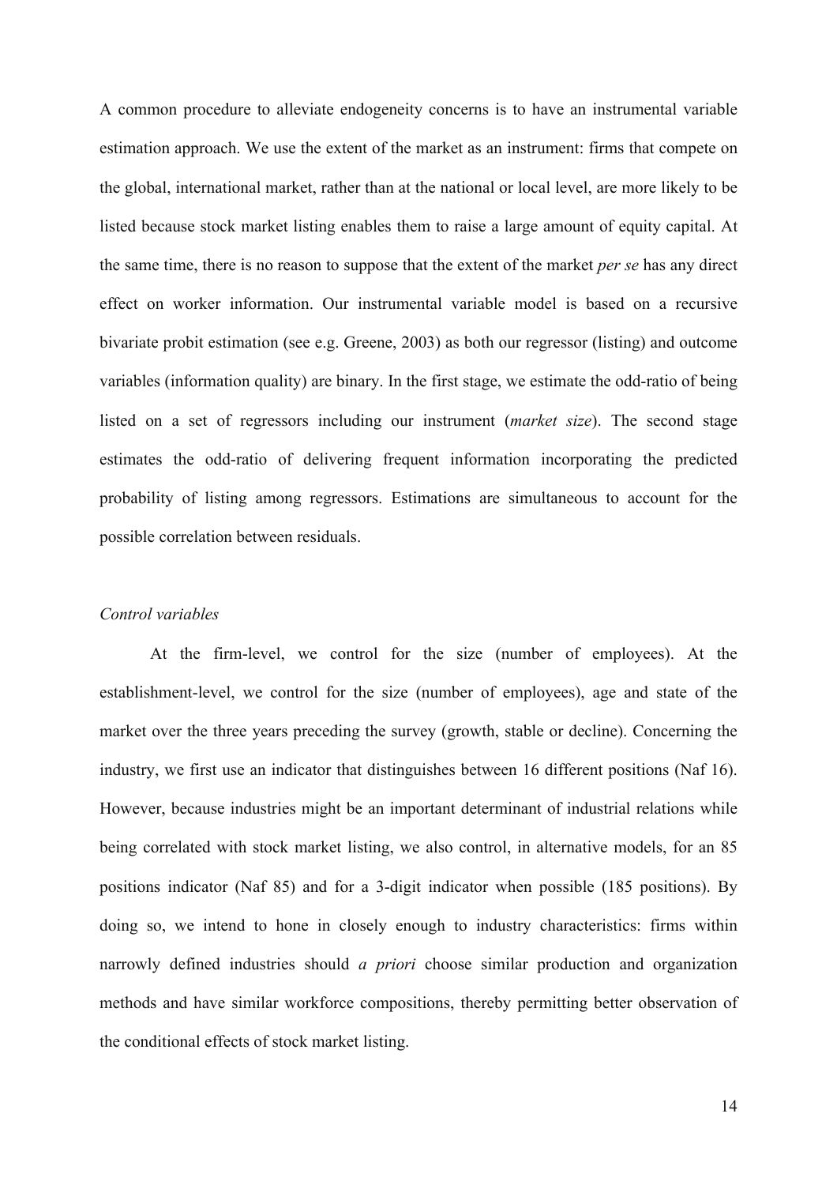A common procedure to alleviate endogeneity concerns is to have an instrumental variable estimation approach. We use the extent of the market as an instrument: firms that compete on the global, international market, rather than at the national or local level, are more likely to be listed because stock market listing enables them to raise a large amount of equity capital. At the same time, there is no reason to suppose that the extent of the market *per se* has any direct effect on worker information. Our instrumental variable model is based on a recursive bivariate probit estimation (see e.g. Greene, 2003) as both our regressor (listing) and outcome variables (information quality) are binary. In the first stage, we estimate the odd-ratio of being listed on a set of regressors including our instrument (*market size*). The second stage estimates the odd-ratio of delivering frequent information incorporating the predicted probability of listing among regressors. Estimations are simultaneous to account for the possible correlation between residuals.

*Control variables*

At the firm-level, we control for the size (number of employees). At the establishment-level, we control for the size (number of employees), age and state of the market over the three years preceding the survey (growth, stable or decline). Concerning the industry, we first use an indicator that distinguishes between 16 different positions (Naf 16). However, because industries might be an important determinant of industrial relations while being correlated with stock market listing, we also control, in alternative models, for an 85 positions indicator (Naf 85) and for a 3-digit indicator when possible (185 positions). By doing so, we intend to hone in closely enough to industry characteristics: firms within narrowly defined industries should *a priori* choose similar production and organization methods and have similar workforce compositions, thereby permitting better observation of the conditional effects of stock market listing.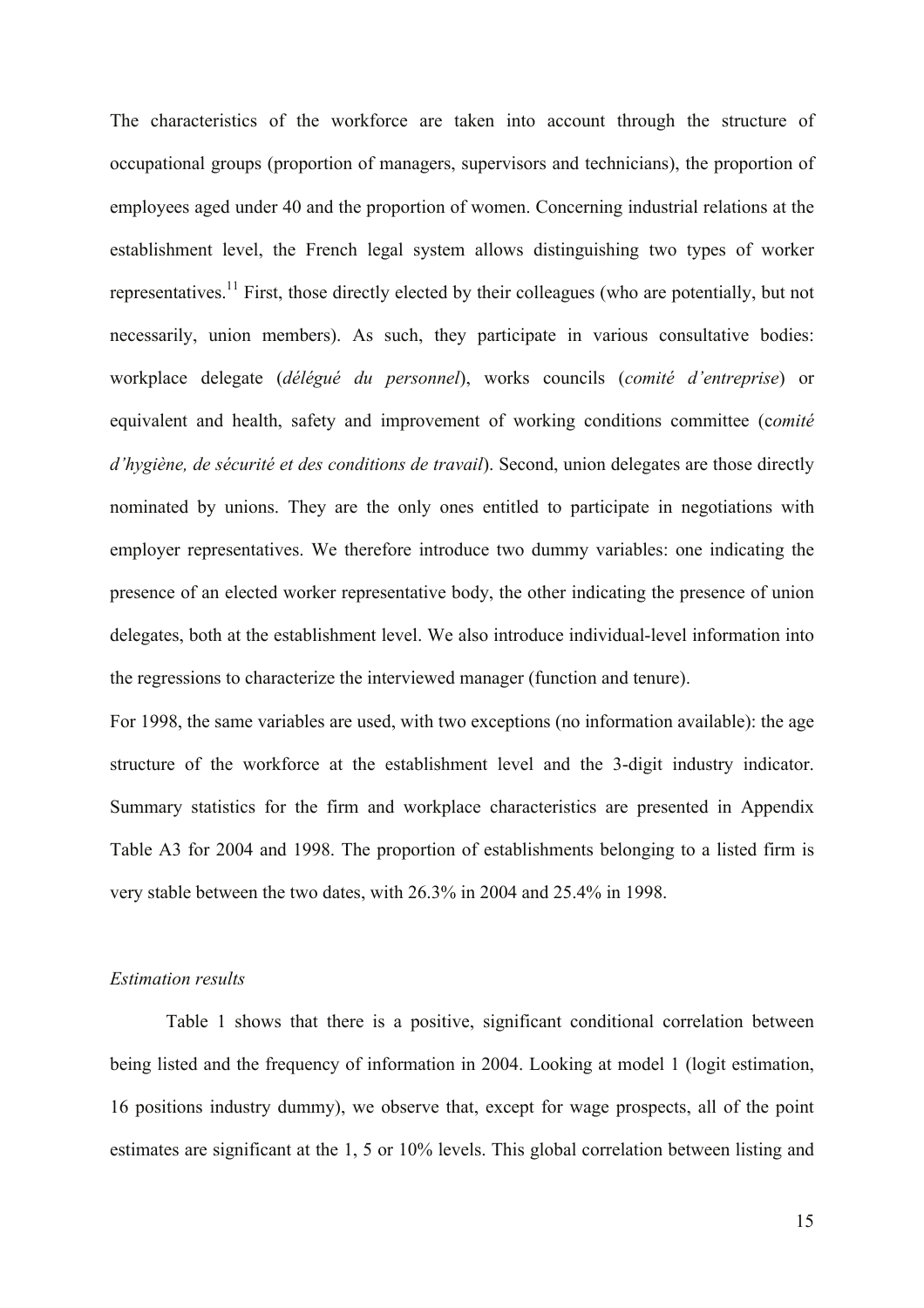The characteristics of the workforce are taken into account through the structure of occupational groups (proportion of managers, supervisors and technicians), the proportion of employees aged under 40 and the proportion of women. Concerning industrial relations at the establishment level, the French legal system allows distinguishing two types of worker representatives.[11] First, those directly elected by their colleagues (who are potentially, but not necessarily, union members). As such, they participate in various consultative bodies: workplace delegate (*délégué du personnel*), works councils (*comité d'entreprise*) or equivalent and health, safety and improvement of working conditions committee (*comité d'hygiène, de sécurité et des conditions de travail*). Second, union delegates are those directly nominated by unions. They are the only ones entitled to participate in negotiations with employer representatives. We therefore introduce two dummy variables: one indicating the presence of an elected worker representative body, the other indicating the presence of union delegates, both at the establishment level. We also introduce individual-level information into the regressions to characterize the interviewed manager (function and tenure).

For 1998, the same variables are used, with two exceptions (no information available): the age structure of the workforce at the establishment level and the 3-digit industry indicator. Summary statistics for the firm and workplace characteristics are presented in Appendix Table A3 for 2004 and 1998. The proportion of establishments belonging to a listed firm is very stable between the two dates, with 26.3% in 2004 and 25.4% in 1998.

*Estimation results*

Table 1 shows that there is a positive, significant conditional correlation between being listed and the frequency of information in 2004. Looking at model 1 (logit estimation, 16 positions industry dummy), we observe that, except for wage prospects, all of the point estimates are significant at the 1, 5 or 10% levels. This global correlation between listing and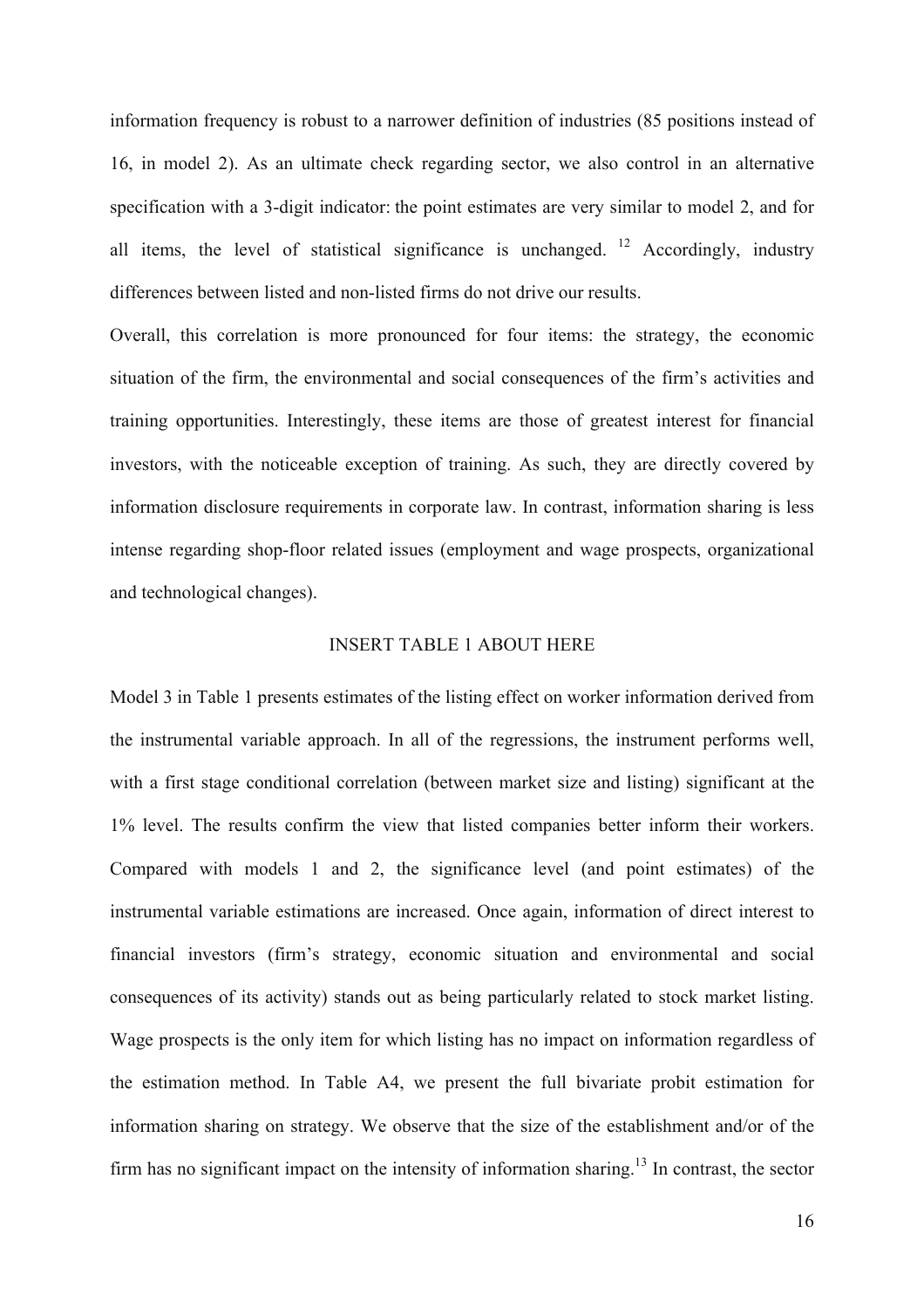information frequency is robust to a narrower definition of industries (85 positions instead of 16, in model 2). As an ultimate check regarding sector, we also control in an alternative specification with a 3-digit indicator: the point estimates are very similar to model 2, and for all items, the level of statistical significance is unchanged. [12] Accordingly, industry differences between listed and non-listed firms do not drive our results.

Overall, this correlation is more pronounced for four items: the strategy, the economic situation of the firm, the environmental and social consequences of the firm's activities and training opportunities. Interestingly, these items are those of greatest interest for financial investors, with the noticeable exception of training. As such, they are directly covered by information disclosure requirements in corporate law. In contrast, information sharing is less intense regarding shop-floor related issues (employment and wage prospects, organizational and technological changes).

INSERT TABLE 1 ABOUT HERE

Model 3 in Table 1 presents estimates of the listing effect on worker information derived from the instrumental variable approach. In all of the regressions, the instrument performs well, with a first stage conditional correlation (between market size and listing) significant at the 1% level. The results confirm the view that listed companies better inform their workers. Compared with models 1 and 2, the significance level (and point estimates) of the instrumental variable estimations are increased. Once again, information of direct interest to financial investors (firm's strategy, economic situation and environmental and social consequences of its activity) stands out as being particularly related to stock market listing. Wage prospects is the only item for which listing has no impact on information regardless of the estimation method. In Table A4, we present the full bivariate probit estimation for information sharing on strategy. We observe that the size of the establishment and/or of the firm has no significant impact on the intensity of information sharing.[13] In contrast, the sector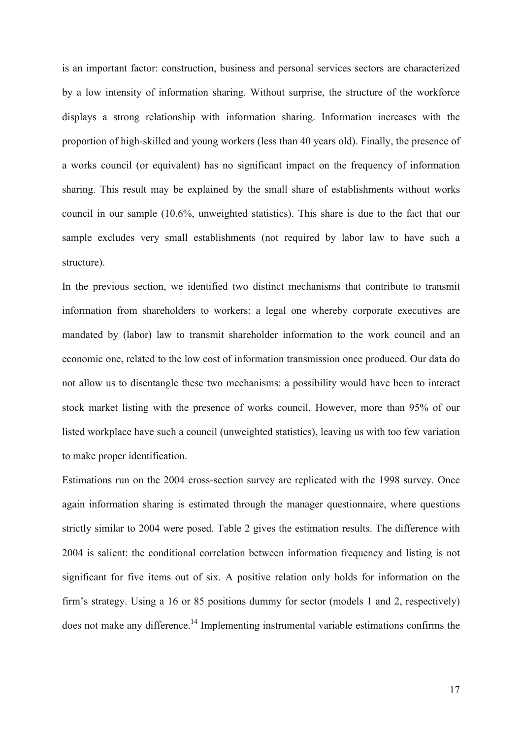is an important factor: construction, business and personal services sectors are characterized by a low intensity of information sharing. Without surprise, the structure of the workforce displays a strong relationship with information sharing. Information increases with the proportion of high-skilled and young workers (less than 40 years old). Finally, the presence of a works council (or equivalent) has no significant impact on the frequency of information sharing. This result may be explained by the small share of establishments without works council in our sample (10.6%, unweighted statistics). This share is due to the fact that our sample excludes very small establishments (not required by labor law to have such a structure).

In the previous section, we identified two distinct mechanisms that contribute to transmit information from shareholders to workers: a legal one whereby corporate executives are mandated by (labor) law to transmit shareholder information to the work council and an economic one, related to the low cost of information transmission once produced. Our data do not allow us to disentangle these two mechanisms: a possibility would have been to interact stock market listing with the presence of works council. However, more than 95% of our listed workplace have such a council (unweighted statistics), leaving us with too few variation to make proper identification.

Estimations run on the 2004 cross-section survey are replicated with the 1998 survey. Once again information sharing is estimated through the manager questionnaire, where questions strictly similar to 2004 were posed. Table 2 gives the estimation results. The difference with 2004 is salient: the conditional correlation between information frequency and listing is not significant for five items out of six. A positive relation only holds for information on the firm's strategy. Using a 16 or 85 positions dummy for sector (models 1 and 2, respectively) does not make any difference.[14] Implementing instrumental variable estimations confirms the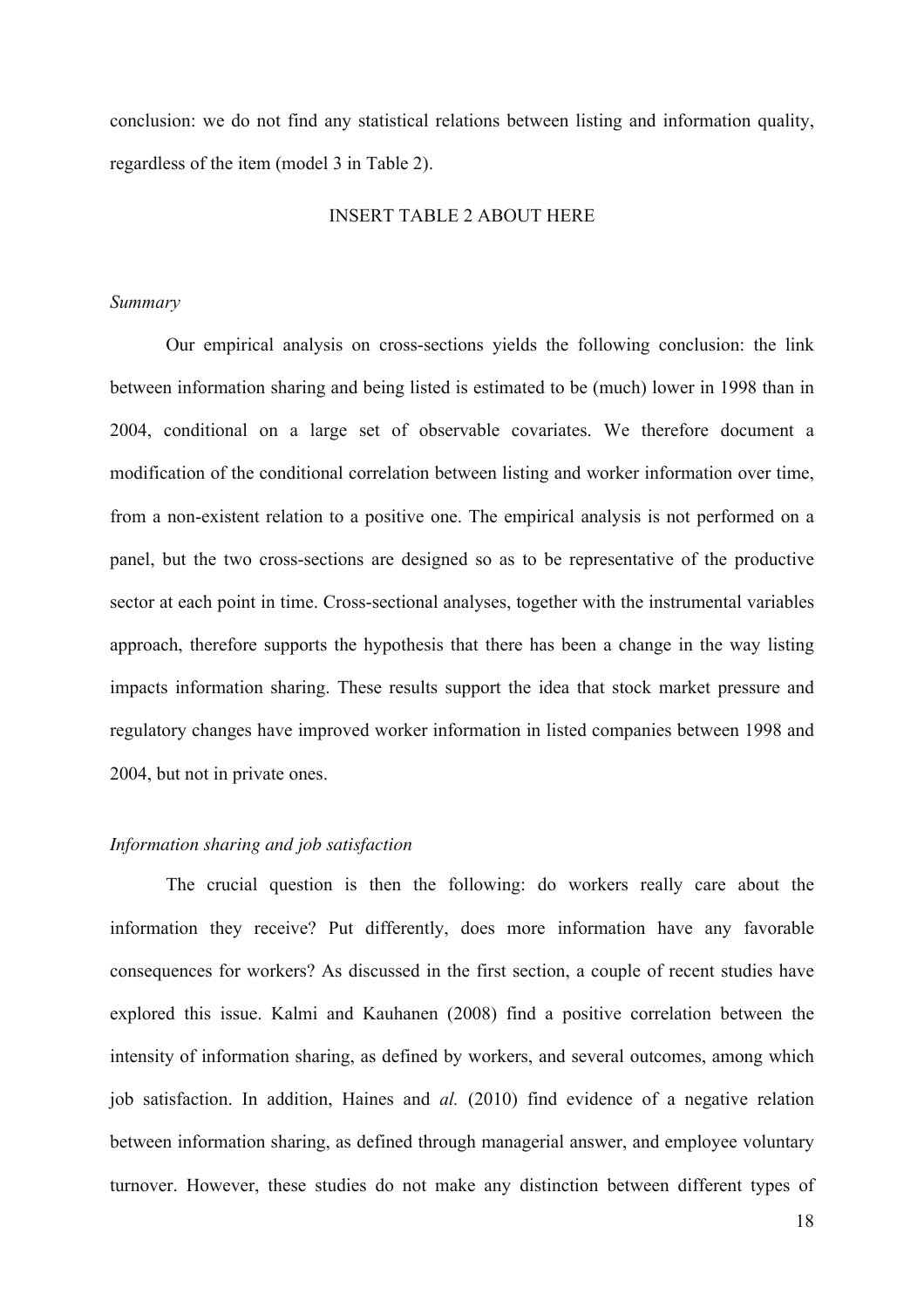conclusion: we do not find any statistical relations between listing and information quality, regardless of the item (model 3 in Table 2).

INSERT TABLE 2 ABOUT HERE

*Summary*

Our empirical analysis on cross-sections yields the following conclusion: the link between information sharing and being listed is estimated to be (much) lower in 1998 than in 2004, conditional on a large set of observable covariates. We therefore document a modification of the conditional correlation between listing and worker information over time, from a non-existent relation to a positive one. The empirical analysis is not performed on a panel, but the two cross-sections are designed so as to be representative of the productive sector at each point in time. Cross-sectional analyses, together with the instrumental variables approach, therefore supports the hypothesis that there has been a change in the way listing impacts information sharing. These results support the idea that stock market pressure and regulatory changes have improved worker information in listed companies between 1998 and 2004, but not in private ones.

*Information sharing and job satisfaction*

The crucial question is then the following: do workers really care about the information they receive? Put differently, does more information have any favorable consequences for workers? As discussed in the first section, a couple of recent studies have explored this issue. Kalmi and Kauhanen (2008) find a positive correlation between the intensity of information sharing, as defined by workers, and several outcomes, among which job satisfaction. In addition, Haines and *al.* (2010) find evidence of a negative relation between information sharing, as defined through managerial answer, and employee voluntary turnover. However, these studies do not make any distinction between different types of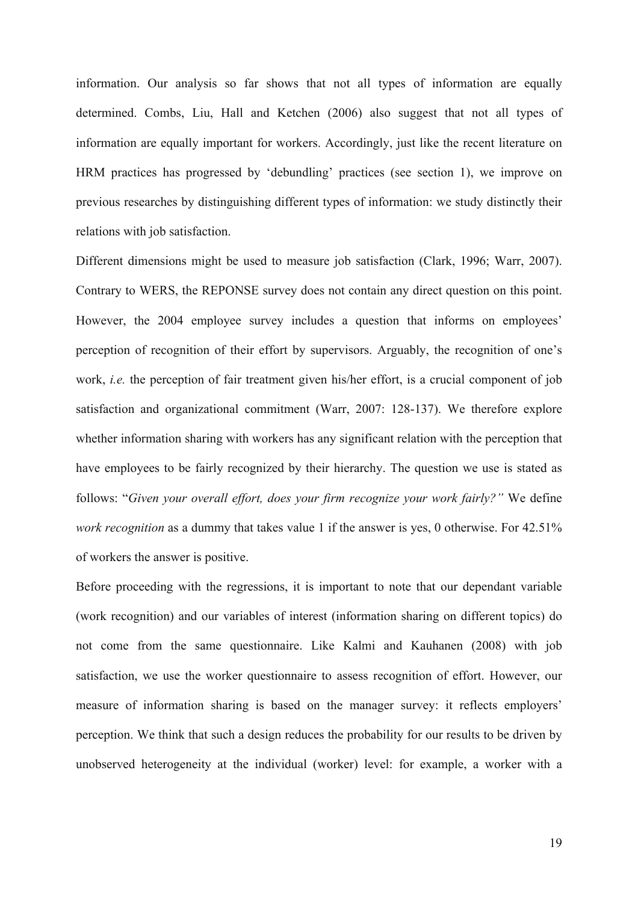information. Our analysis so far shows that not all types of information are equally determined. Combs, Liu, Hall and Ketchen (2006) also suggest that not all types of information are equally important for workers. Accordingly, just like the recent literature on HRM practices has progressed by 'debundling' practices (see section 1), we improve on previous researches by distinguishing different types of information: we study distinctly their relations with job satisfaction.

Different dimensions might be used to measure job satisfaction (Clark, 1996; Warr, 2007). Contrary to WERS, the REPONSE survey does not contain any direct question on this point. However, the 2004 employee survey includes a question that informs on employees' perception of recognition of their effort by supervisors. Arguably, the recognition of one's work, *i.e.* the perception of fair treatment given his/her effort, is a crucial component of job satisfaction and organizational commitment (Warr, 2007: 128-137). We therefore explore whether information sharing with workers has any significant relation with the perception that have employees to be fairly recognized by their hierarchy. The question we use is stated as follows: "*Given your overall effort, does your firm recognize your work fairly?"* We define *work recognition* as a dummy that takes value 1 if the answer is yes, 0 otherwise. For 42.51% of workers the answer is positive.

Before proceeding with the regressions, it is important to note that our dependant variable (work recognition) and our variables of interest (information sharing on different topics) do not come from the same questionnaire. Like Kalmi and Kauhanen (2008) with job satisfaction, we use the worker questionnaire to assess recognition of effort. However, our measure of information sharing is based on the manager survey: it reflects employers' perception. We think that such a design reduces the probability for our results to be driven by unobserved heterogeneity at the individual (worker) level: for example, a worker with a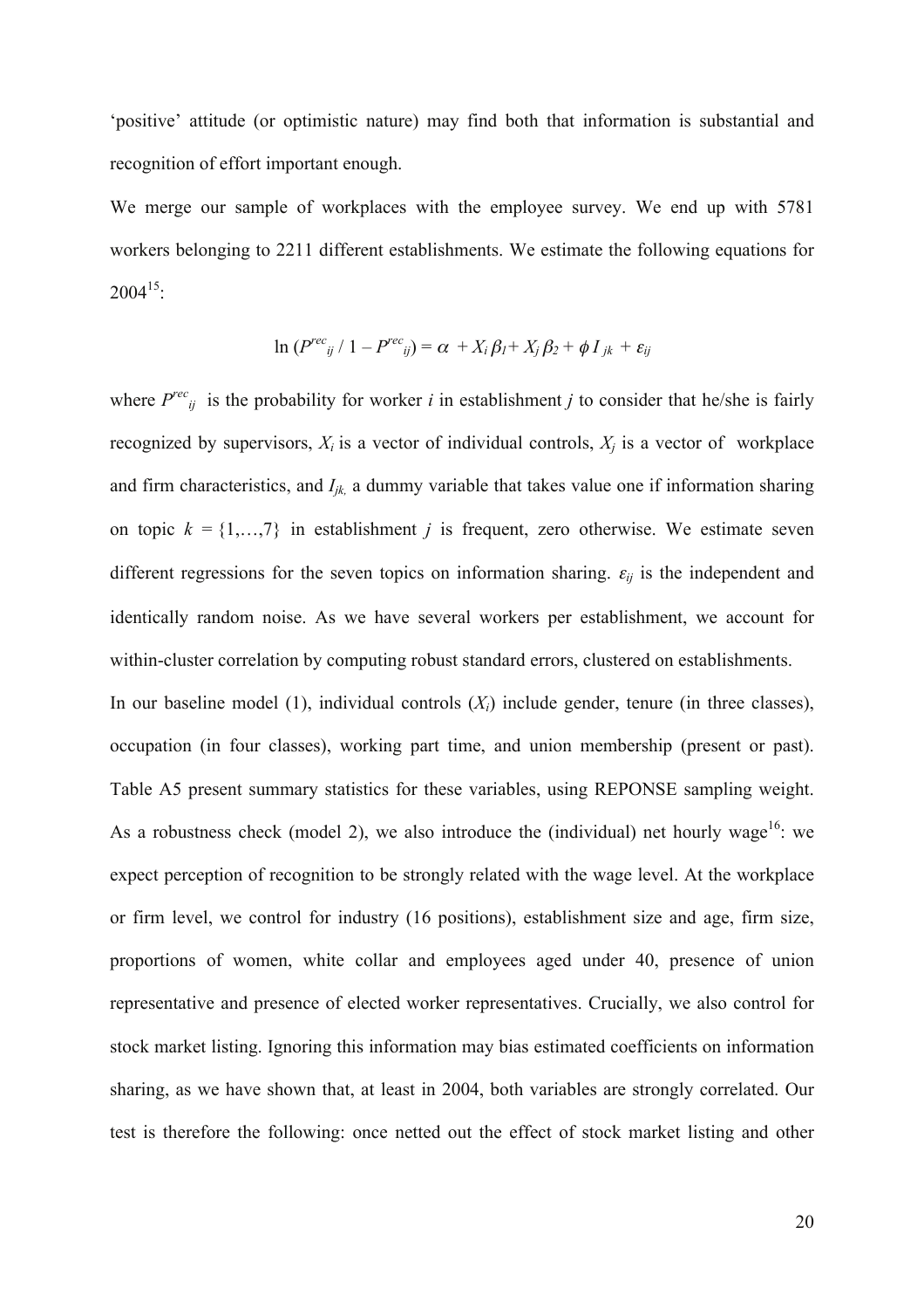'positive' attitude (or optimistic nature) may find both that information is substantial and recognition of effort important enough.

We merge our sample of workplaces with the employee survey. We end up with 5781 workers belonging to 2211 different establishments. We estimate the following equations for 2004[15]:

$$\ln (P^{rec}_{ij} / 1 - P^{rec}_{ij}) = \alpha + X_i \beta_1 + X_j \beta_2 + \phi I_{jk} + \varepsilon_{ij}$$

where $P^{rec}_{ij}$ is the probability for worker $i$ in establishment $j$ to consider that he/she is fairly recognized by supervisors, $X_i$ is a vector of individual controls, $X_j$ is a vector of workplace and firm characteristics, and $I_{jk,}$ a dummy variable that takes value one if information sharing on topic $k = \{1,\ldots,7\}$ in establishment $j$ is frequent, zero otherwise. We estimate seven different regressions for the seven topics on information sharing. $\varepsilon_{ij}$ is the independent and identically random noise. As we have several workers per establishment, we account for within-cluster correlation by computing robust standard errors, clustered on establishments.

In our baseline model (1), individual controls ($X_i$) include gender, tenure (in three classes), occupation (in four classes), working part time, and union membership (present or past). Table A5 present summary statistics for these variables, using REPONSE sampling weight. As a robustness check (model 2), we also introduce the (individual) net hourly wage[16]: we expect perception of recognition to be strongly related with the wage level. At the workplace or firm level, we control for industry (16 positions), establishment size and age, firm size, proportions of women, white collar and employees aged under 40, presence of union representative and presence of elected worker representatives. Crucially, we also control for stock market listing. Ignoring this information may bias estimated coefficients on information sharing, as we have shown that, at least in 2004, both variables are strongly correlated. Our test is therefore the following: once netted out the effect of stock market listing and other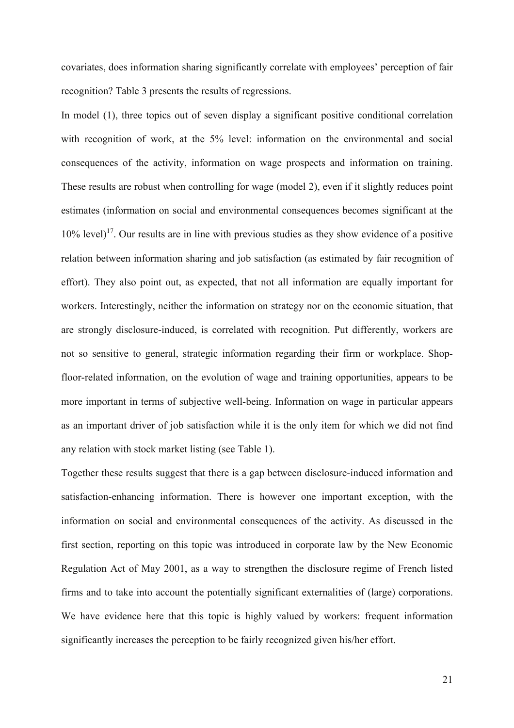covariates, does information sharing significantly correlate with employees' perception of fair recognition? Table 3 presents the results of regressions.

In model (1), three topics out of seven display a significant positive conditional correlation with recognition of work, at the 5% level: information on the environmental and social consequences of the activity, information on wage prospects and information on training. These results are robust when controlling for wage (model 2), even if it slightly reduces point estimates (information on social and environmental consequences becomes significant at the 10% level)[17]. Our results are in line with previous studies as they show evidence of a positive relation between information sharing and job satisfaction (as estimated by fair recognition of effort). They also point out, as expected, that not all information are equally important for workers. Interestingly, neither the information on strategy nor on the economic situation, that are strongly disclosure-induced, is correlated with recognition. Put differently, workers are not so sensitive to general, strategic information regarding their firm or workplace. Shop-floor-related information, on the evolution of wage and training opportunities, appears to be more important in terms of subjective well-being. Information on wage in particular appears as an important driver of job satisfaction while it is the only item for which we did not find any relation with stock market listing (see Table 1).

Together these results suggest that there is a gap between disclosure-induced information and satisfaction-enhancing information. There is however one important exception, with the information on social and environmental consequences of the activity. As discussed in the first section, reporting on this topic was introduced in corporate law by the New Economic Regulation Act of May 2001, as a way to strengthen the disclosure regime of French listed firms and to take into account the potentially significant externalities of (large) corporations. We have evidence here that this topic is highly valued by workers: frequent information significantly increases the perception to be fairly recognized given his/her effort.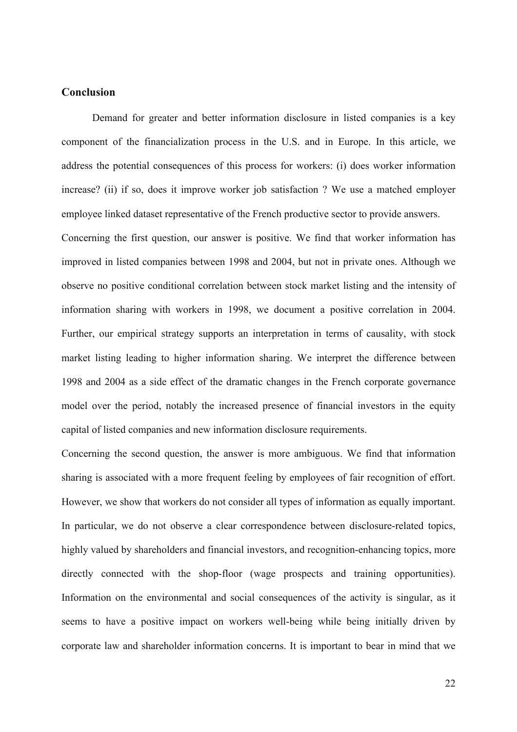## Conclusion

Demand for greater and better information disclosure in listed companies is a key component of the financialization process in the U.S. and in Europe. In this article, we address the potential consequences of this process for workers: (i) does worker information increase? (ii) if so, does it improve worker job satisfaction ? We use a matched employer employee linked dataset representative of the French productive sector to provide answers.

Concerning the first question, our answer is positive. We find that worker information has improved in listed companies between 1998 and 2004, but not in private ones. Although we observe no positive conditional correlation between stock market listing and the intensity of information sharing with workers in 1998, we document a positive correlation in 2004. Further, our empirical strategy supports an interpretation in terms of causality, with stock market listing leading to higher information sharing. We interpret the difference between 1998 and 2004 as a side effect of the dramatic changes in the French corporate governance model over the period, notably the increased presence of financial investors in the equity capital of listed companies and new information disclosure requirements.

Concerning the second question, the answer is more ambiguous. We find that information sharing is associated with a more frequent feeling by employees of fair recognition of effort. However, we show that workers do not consider all types of information as equally important. In particular, we do not observe a clear correspondence between disclosure-related topics, highly valued by shareholders and financial investors, and recognition-enhancing topics, more directly connected with the shop-floor (wage prospects and training opportunities). Information on the environmental and social consequences of the activity is singular, as it seems to have a positive impact on workers well-being while being initially driven by corporate law and shareholder information concerns. It is important to bear in mind that we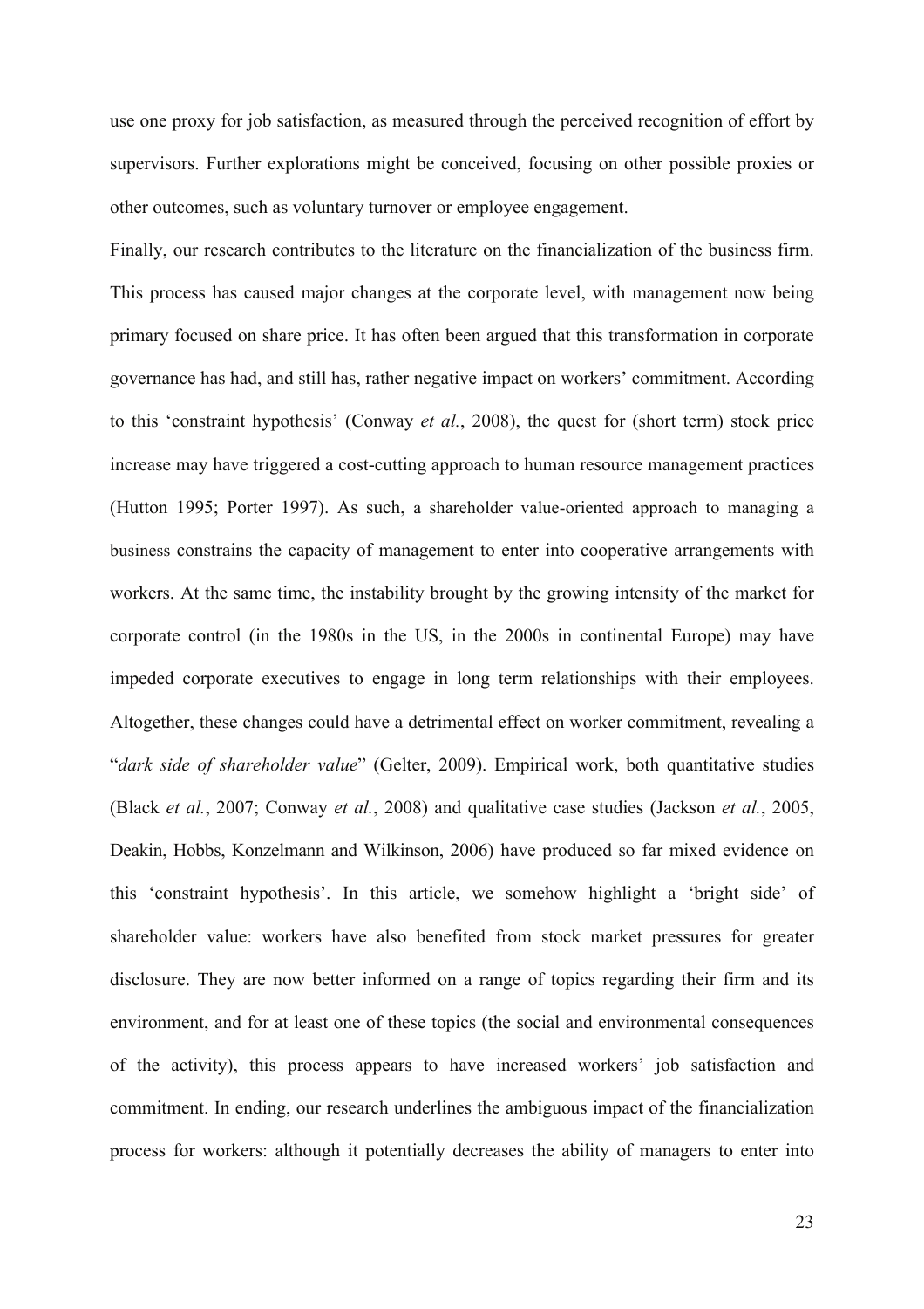use one proxy for job satisfaction, as measured through the perceived recognition of effort by supervisors. Further explorations might be conceived, focusing on other possible proxies or other outcomes, such as voluntary turnover or employee engagement.

Finally, our research contributes to the literature on the financialization of the business firm. This process has caused major changes at the corporate level, with management now being primary focused on share price. It has often been argued that this transformation in corporate governance has had, and still has, rather negative impact on workers' commitment. According to this 'constraint hypothesis' (Conway *et al.*, 2008), the quest for (short term) stock price increase may have triggered a cost-cutting approach to human resource management practices (Hutton 1995; Porter 1997). As such, a shareholder value-oriented approach to managing a business constrains the capacity of management to enter into cooperative arrangements with workers. At the same time, the instability brought by the growing intensity of the market for corporate control (in the 1980s in the US, in the 2000s in continental Europe) may have impeded corporate executives to engage in long term relationships with their employees. Altogether, these changes could have a detrimental effect on worker commitment, revealing a "*dark side of shareholder value*" (Gelter, 2009). Empirical work, both quantitative studies (Black *et al.*, 2007; Conway *et al.*, 2008) and qualitative case studies (Jackson *et al.*, 2005, Deakin, Hobbs, Konzelmann and Wilkinson, 2006) have produced so far mixed evidence on this 'constraint hypothesis'. In this article, we somehow highlight a 'bright side' of shareholder value: workers have also benefited from stock market pressures for greater disclosure. They are now better informed on a range of topics regarding their firm and its environment, and for at least one of these topics (the social and environmental consequences of the activity), this process appears to have increased workers' job satisfaction and commitment. In ending, our research underlines the ambiguous impact of the financialization process for workers: although it potentially decreases the ability of managers to enter into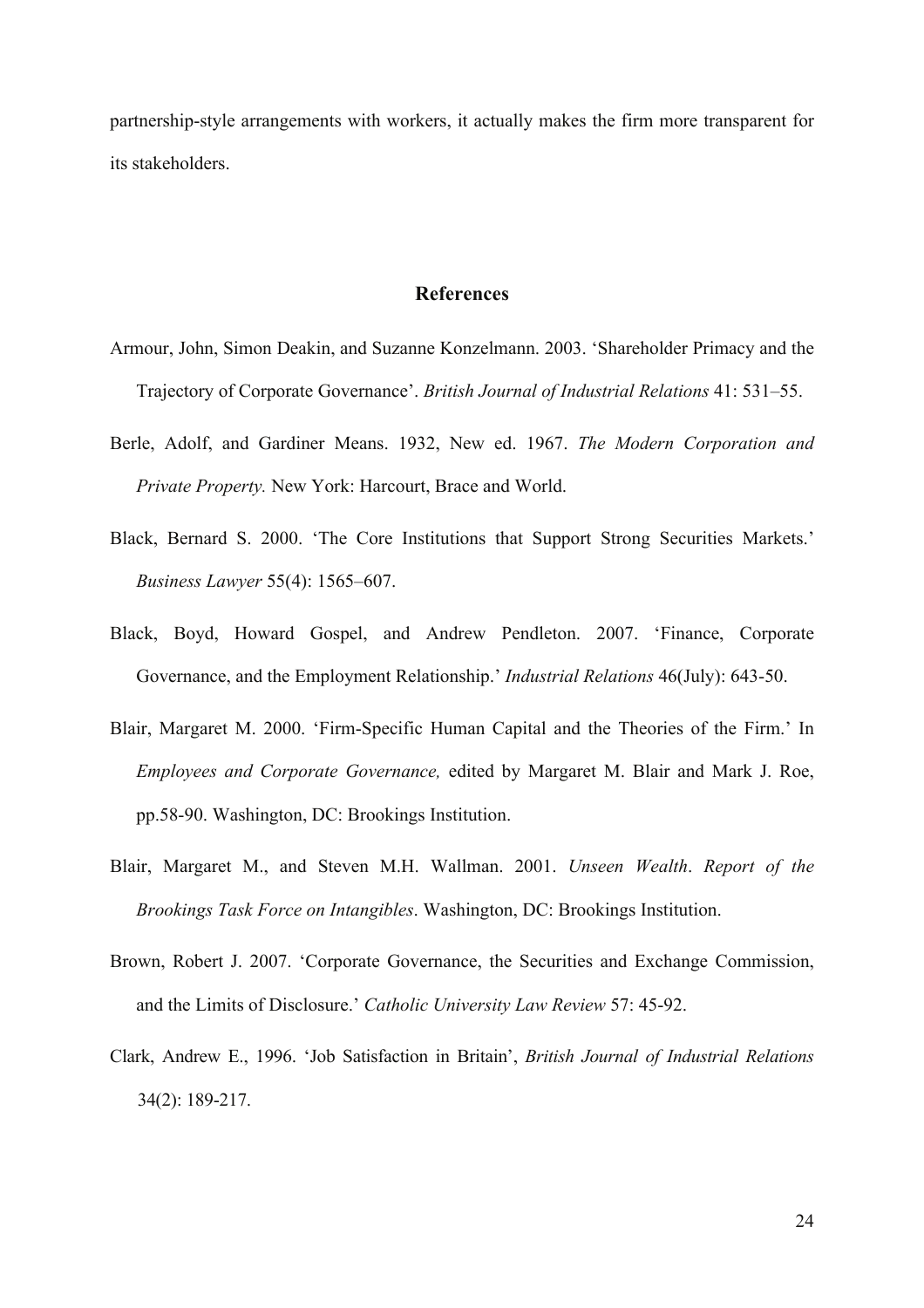partnership-style arrangements with workers, it actually makes the firm more transparent for its stakeholders.

## References

Armour, John, Simon Deakin, and Suzanne Konzelmann. 2003. 'Shareholder Primacy and the Trajectory of Corporate Governance'. *British Journal of Industrial Relations* 41: 531–55.

Berle, Adolf, and Gardiner Means. 1932, New ed. 1967. *The Modern Corporation and Private Property.* New York: Harcourt, Brace and World.

Black, Bernard S. 2000. 'The Core Institutions that Support Strong Securities Markets.' *Business Lawyer* 55(4): 1565–607.

Black, Boyd, Howard Gospel, and Andrew Pendleton. 2007. 'Finance, Corporate Governance, and the Employment Relationship.' *Industrial Relations* 46(July): 643-50.

Blair, Margaret M. 2000. 'Firm-Specific Human Capital and the Theories of the Firm.' In *Employees and Corporate Governance,* edited by Margaret M. Blair and Mark J. Roe, pp.58-90. Washington, DC: Brookings Institution.

Blair, Margaret M., and Steven M.H. Wallman. 2001. *Unseen Wealth*. *Report of the Brookings Task Force on Intangibles*. Washington, DC: Brookings Institution.

Brown, Robert J. 2007. 'Corporate Governance, the Securities and Exchange Commission, and the Limits of Disclosure.' *Catholic University Law Review* 57: 45-92.

Clark, Andrew E., 1996. 'Job Satisfaction in Britain', *British Journal of Industrial Relations* 34(2): 189-217.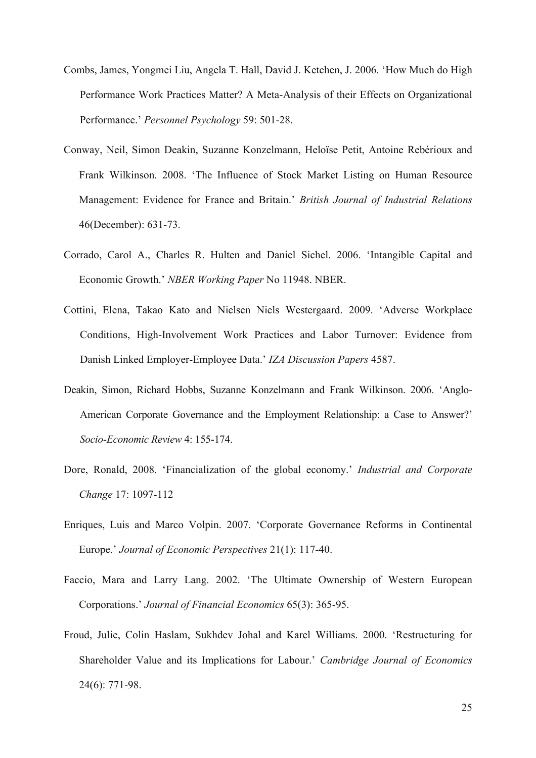Combs, James, Yongmei Liu, Angela T. Hall, David J. Ketchen, J. 2006. 'How Much do High Performance Work Practices Matter? A Meta-Analysis of their Effects on Organizational Performance.' *Personnel Psychology* 59: 501-28.

Conway, Neil, Simon Deakin, Suzanne Konzelmann, Heloïse Petit, Antoine Rebérioux and Frank Wilkinson. 2008. 'The Influence of Stock Market Listing on Human Resource Management: Evidence for France and Britain.' *British Journal of Industrial Relations* 46(December): 631-73.

Corrado, Carol A., Charles R. Hulten and Daniel Sichel. 2006. 'Intangible Capital and Economic Growth.' *NBER Working Paper* No 11948. NBER.

Cottini, Elena, Takao Kato and Nielsen Niels Westergaard. 2009. 'Adverse Workplace Conditions, High-Involvement Work Practices and Labor Turnover: Evidence from Danish Linked Employer-Employee Data.' *IZA Discussion Papers* 4587.

Deakin, Simon, Richard Hobbs, Suzanne Konzelmann and Frank Wilkinson. 2006. 'Anglo-American Corporate Governance and the Employment Relationship: a Case to Answer?' *Socio-Economic Review* 4: 155-174.

Dore, Ronald, 2008. 'Financialization of the global economy.' *Industrial and Corporate Change* 17: 1097-112

Enriques, Luis and Marco Volpin. 2007. 'Corporate Governance Reforms in Continental Europe.' *Journal of Economic Perspectives* 21(1): 117-40.

Faccio, Mara and Larry Lang. 2002. 'The Ultimate Ownership of Western European Corporations.' *Journal of Financial Economics* 65(3): 365-95.

Froud, Julie, Colin Haslam, Sukhdev Johal and Karel Williams. 2000. 'Restructuring for Shareholder Value and its Implications for Labour.' *Cambridge Journal of Economics* 24(6): 771-98.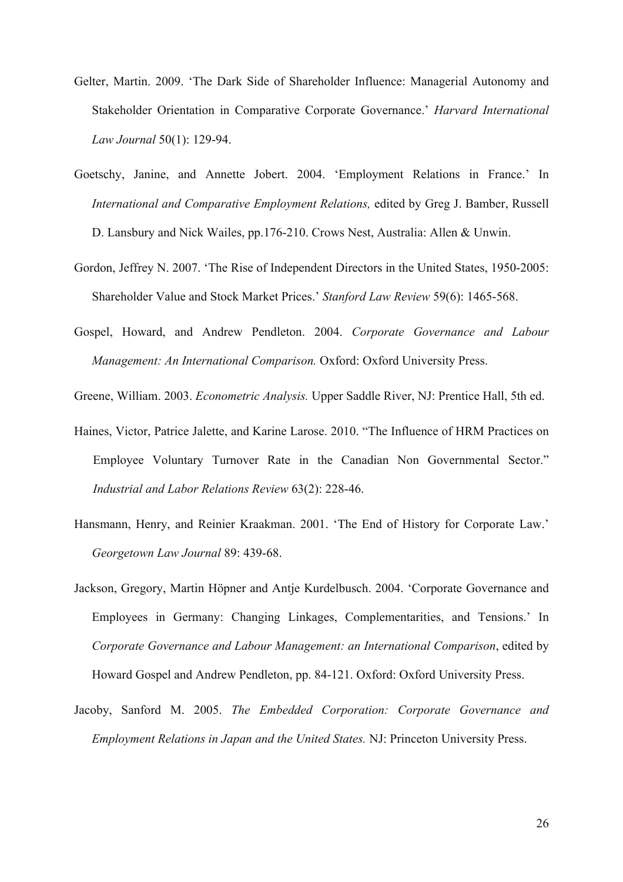Gelter, Martin. 2009. 'The Dark Side of Shareholder Influence: Managerial Autonomy and Stakeholder Orientation in Comparative Corporate Governance.' *Harvard International Law Journal* 50(1): 129-94.

Goetschy, Janine, and Annette Jobert. 2004. 'Employment Relations in France.' In *International and Comparative Employment Relations,* edited by Greg J. Bamber, Russell D. Lansbury and Nick Wailes, pp.176-210. Crows Nest, Australia: Allen & Unwin.

Gordon, Jeffrey N. 2007. 'The Rise of Independent Directors in the United States, 1950-2005: Shareholder Value and Stock Market Prices.' *Stanford Law Review* 59(6): 1465-568.

Gospel, Howard, and Andrew Pendleton. 2004. *Corporate Governance and Labour Management: An International Comparison.* Oxford: Oxford University Press.

Greene, William. 2003. *Econometric Analysis.* Upper Saddle River, NJ: Prentice Hall, 5th ed.

Haines, Victor, Patrice Jalette, and Karine Larose. 2010. "The Influence of HRM Practices on Employee Voluntary Turnover Rate in the Canadian Non Governmental Sector." *Industrial and Labor Relations Review* 63(2): 228-46.

Hansmann, Henry, and Reinier Kraakman. 2001. 'The End of History for Corporate Law.' *Georgetown Law Journal* 89: 439-68.

Jackson, Gregory, Martin Höpner and Antje Kurdelbusch. 2004. 'Corporate Governance and Employees in Germany: Changing Linkages, Complementarities, and Tensions.' In *Corporate Governance and Labour Management: an International Comparison*, edited by Howard Gospel and Andrew Pendleton, pp. 84-121. Oxford: Oxford University Press.

Jacoby, Sanford M. 2005. *The Embedded Corporation: Corporate Governance and Employment Relations in Japan and the United States.* NJ: Princeton University Press.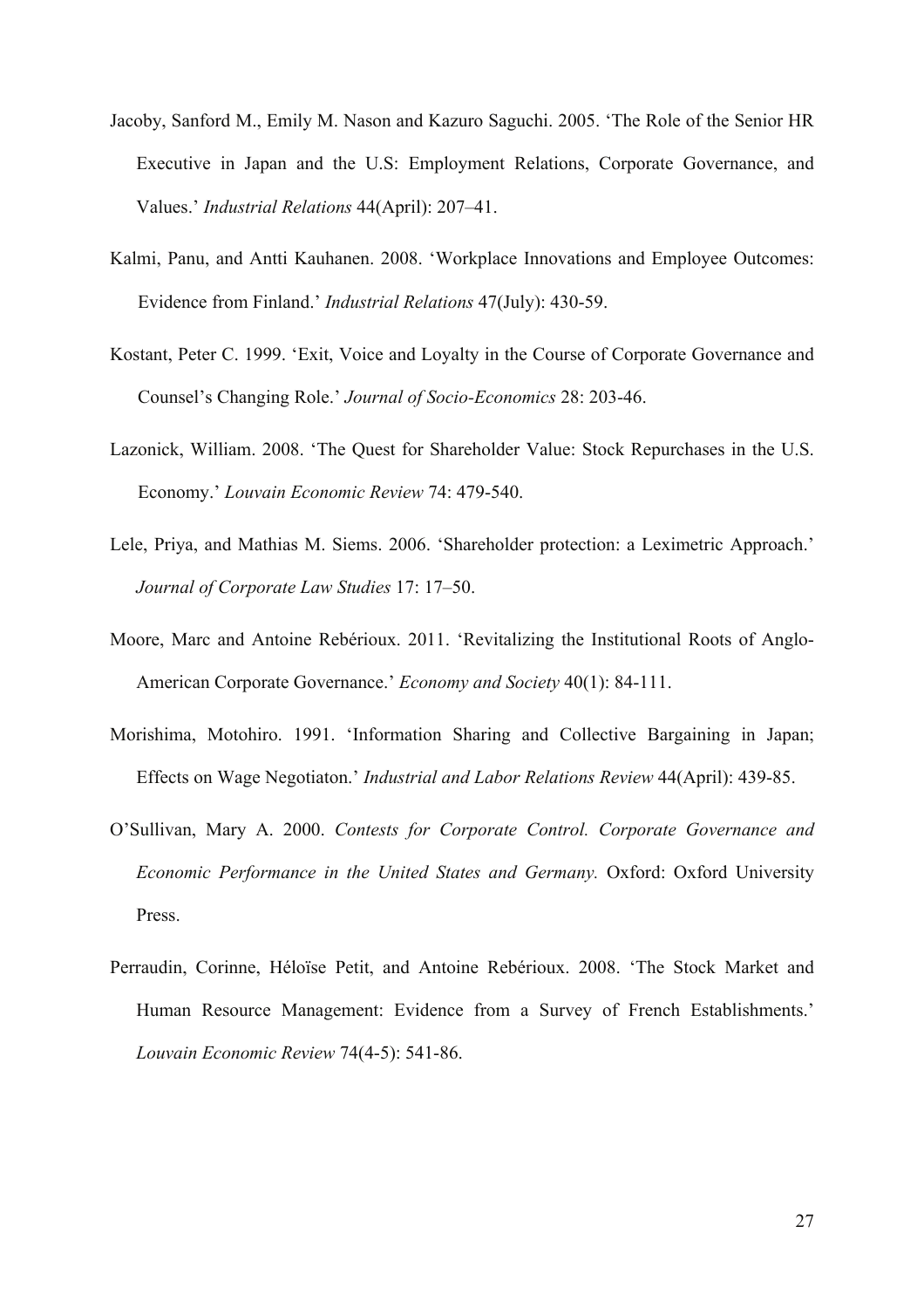Jacoby, Sanford M., Emily M. Nason and Kazuro Saguchi. 2005. 'The Role of the Senior HR Executive in Japan and the U.S: Employment Relations, Corporate Governance, and Values.' *Industrial Relations* 44(April): 207–41.

Kalmi, Panu, and Antti Kauhanen. 2008. 'Workplace Innovations and Employee Outcomes: Evidence from Finland.' *Industrial Relations* 47(July): 430-59.

Kostant, Peter C. 1999. 'Exit, Voice and Loyalty in the Course of Corporate Governance and Counsel's Changing Role.' *Journal of Socio-Economics* 28: 203-46.

Lazonick, William. 2008. 'The Quest for Shareholder Value: Stock Repurchases in the U.S. Economy.' *Louvain Economic Review* 74: 479-540.

Lele, Priya, and Mathias M. Siems. 2006. 'Shareholder protection: a Leximetric Approach.' *Journal of Corporate Law Studies* 17: 17–50.

Moore, Marc and Antoine Rebérioux. 2011. 'Revitalizing the Institutional Roots of Anglo-American Corporate Governance.' *Economy and Society* 40(1): 84-111.

Morishima, Motohiro. 1991. 'Information Sharing and Collective Bargaining in Japan; Effects on Wage Negotiaton.' *Industrial and Labor Relations Review* 44(April): 439-85.

O'Sullivan, Mary A. 2000. *Contests for Corporate Control. Corporate Governance and Economic Performance in the United States and Germany.* Oxford: Oxford University Press.

Perraudin, Corinne, Héloïse Petit, and Antoine Rebérioux. 2008. 'The Stock Market and Human Resource Management: Evidence from a Survey of French Establishments.' *Louvain Economic Review* 74(4-5): 541-86.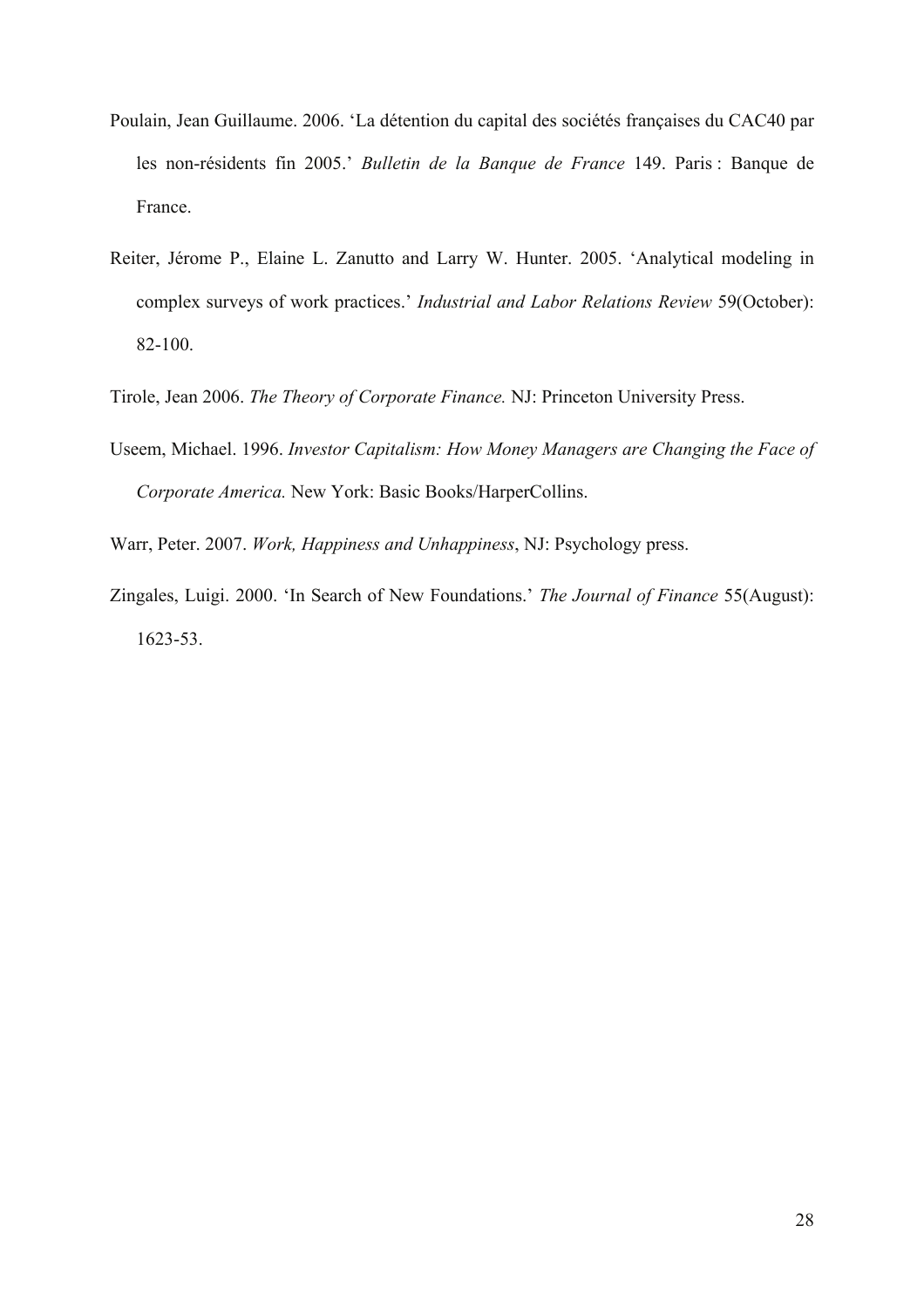Poulain, Jean Guillaume. 2006. 'La détention du capital des sociétés françaises du CAC40 par les non-résidents fin 2005.' *Bulletin de la Banque de France* 149. Paris : Banque de France.

Reiter, Jérome P., Elaine L. Zanutto and Larry W. Hunter. 2005. 'Analytical modeling in complex surveys of work practices.' *Industrial and Labor Relations Review* 59(October): 82-100.

Tirole, Jean 2006. *The Theory of Corporate Finance.* NJ: Princeton University Press.

Useem, Michael. 1996. *Investor Capitalism: How Money Managers are Changing the Face of Corporate America.* New York: Basic Books/HarperCollins.

Warr, Peter. 2007. *Work, Happiness and Unhappiness*, NJ: Psychology press.

Zingales, Luigi. 2000. 'In Search of New Foundations.' *The Journal of Finance* 55(August): 1623-53.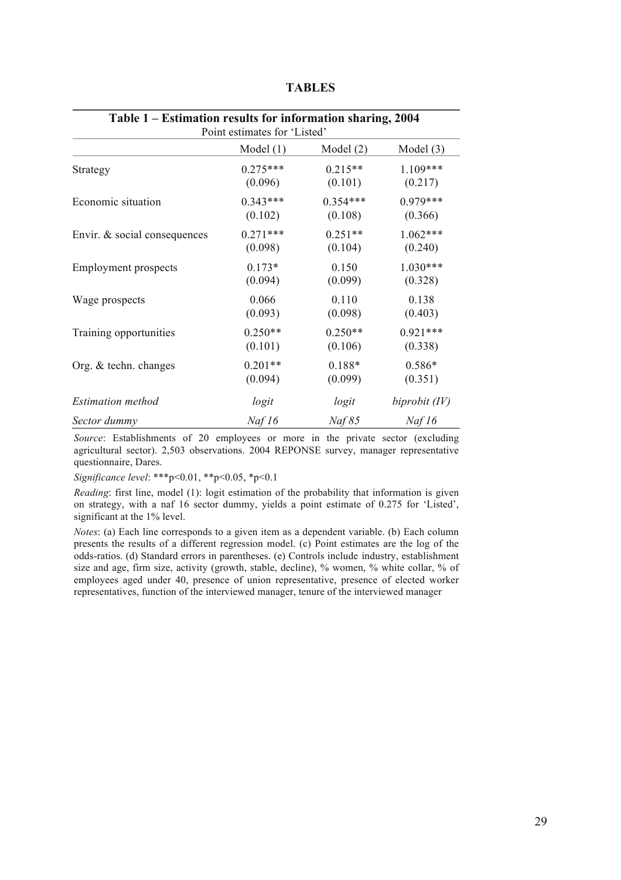# TABLES

**Table 1 – Estimation results for information sharing, 2004**

Point estimates for 'Listed'

| | Model (1) | Model (2) | Model (3) |
|---|---|---|---|
| Strategy | 0.275*** | 0.215** | 1.109*** |
| | (0.096) | (0.101) | (0.217) |
| Economic situation | 0.343*** | 0.354*** | 0.979*** |
| | (0.102) | (0.108) | (0.366) |
| Envir. & social consequences | 0.271*** | 0.251** | 1.062*** |
| | (0.098) | (0.104) | (0.240) |
| Employment prospects | 0.173* | 0.150 | 1.030*** |
| | (0.094) | (0.099) | (0.328) |
| Wage prospects | 0.066 | 0.110 | 0.138 |
| | (0.093) | (0.098) | (0.403) |
| Training opportunities | 0.250** | 0.250** | 0.921*** |
| | (0.101) | (0.106) | (0.338) |
| Org. & techn. changes | 0.201** | 0.188* | 0.586* |
| | (0.094) | (0.099) | (0.351) |
| *Estimation method* | *logit* | *logit* | *biprobit (IV)* |
| *Sector dummy* | *Naf 16* | *Naf 85* | *Naf 16* |

*Source*: Establishments of 20 employees or more in the private sector (excluding agricultural sector). 2,503 observations. 2004 REPONSE survey, manager representative questionnaire, Dares.

*Significance level*: ***p<0.01, **p<0.05, *p<0.1

*Reading*: first line, model (1): logit estimation of the probability that information is given on strategy, with a naf 16 sector dummy, yields a point estimate of 0.275 for 'Listed', significant at the 1% level.

*Notes*: (a) Each line corresponds to a given item as a dependent variable. (b) Each column presents the results of a different regression model. (c) Point estimates are the log of the odds-ratios. (d) Standard errors in parentheses. (e) Controls include industry, establishment size and age, firm size, activity (growth, stable, decline), % women, % white collar, % of employees aged under 40, presence of union representative, presence of elected worker representatives, function of the interviewed manager, tenure of the interviewed manager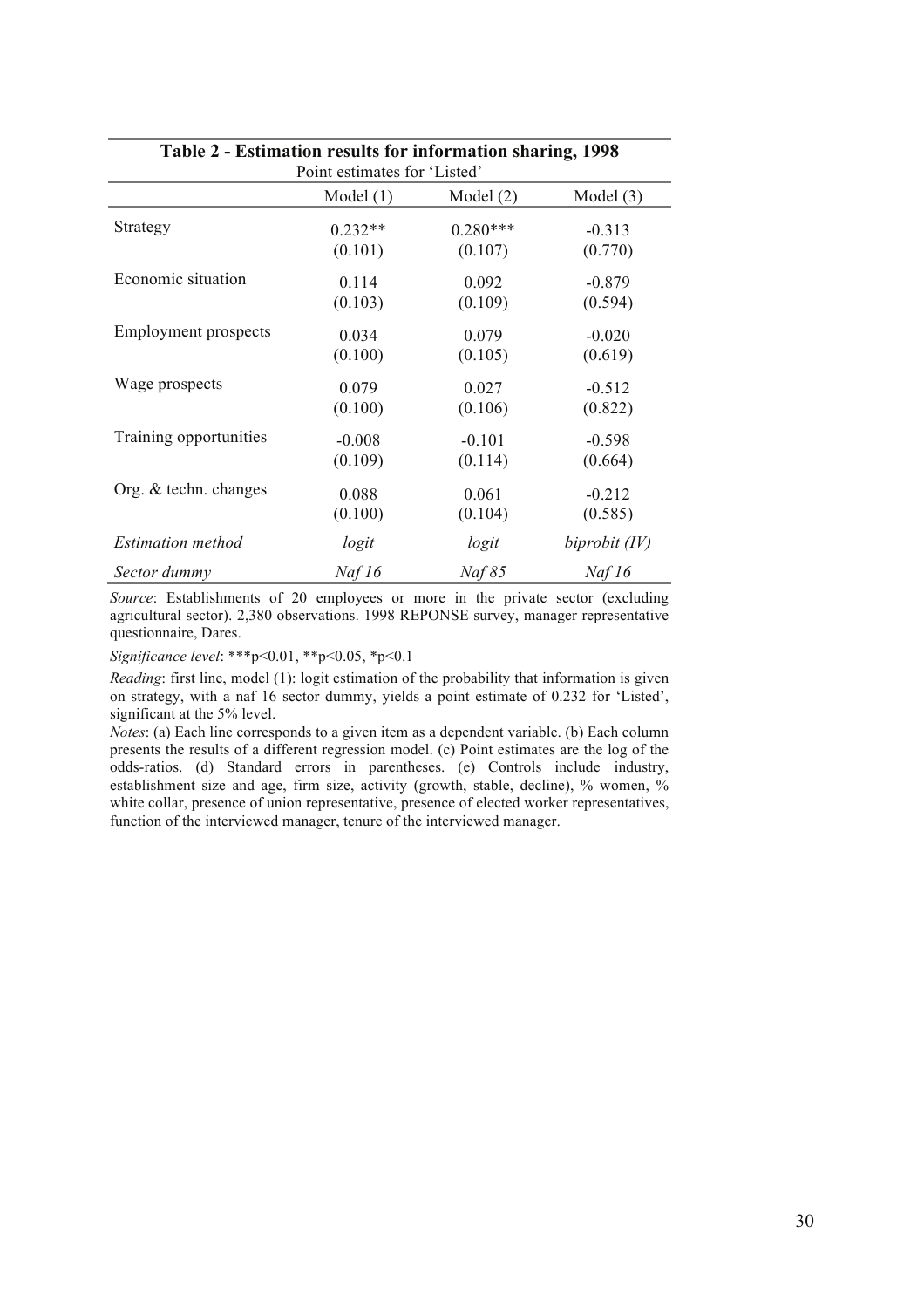**Table 2 - Estimation results for information sharing, 1998**

Point estimates for 'Listed'

| | Model (1) | Model (2) | Model (3) |
|---|---|---|---|
| Strategy | 0.232** | 0.280*** | -0.313 |
| | (0.101) | (0.107) | (0.770) |
| Economic situation | 0.114 | 0.092 | -0.879 |
| | (0.103) | (0.109) | (0.594) |
| Employment prospects | 0.034 | 0.079 | -0.020 |
| | (0.100) | (0.105) | (0.619) |
| Wage prospects | 0.079 | 0.027 | -0.512 |
| | (0.100) | (0.106) | (0.822) |
| Training opportunities | -0.008 | -0.101 | -0.598 |
| | (0.109) | (0.114) | (0.664) |
| Org. & techn. changes | 0.088 | 0.061 | -0.212 |
| | (0.100) | (0.104) | (0.585) |
| *Estimation method* | *logit* | *logit* | *biprobit (IV)* |
| *Sector dummy* | *Naf 16* | *Naf 85* | *Naf 16* |

*Source*: Establishments of 20 employees or more in the private sector (excluding agricultural sector). 2,380 observations. 1998 REPONSE survey, manager representative questionnaire, Dares.

*Significance level*: ***p<0.01, **p<0.05, *p<0.1

*Reading*: first line, model (1): logit estimation of the probability that information is given on strategy, with a naf 16 sector dummy, yields a point estimate of 0.232 for 'Listed', significant at the 5% level.

*Notes*: (a) Each line corresponds to a given item as a dependent variable. (b) Each column presents the results of a different regression model. (c) Point estimates are the log of the odds-ratios. (d) Standard errors in parentheses. (e) Controls include industry, establishment size and age, firm size, activity (growth, stable, decline), % women, % white collar, presence of union representative, presence of elected worker representatives, function of the interviewed manager, tenure of the interviewed manager.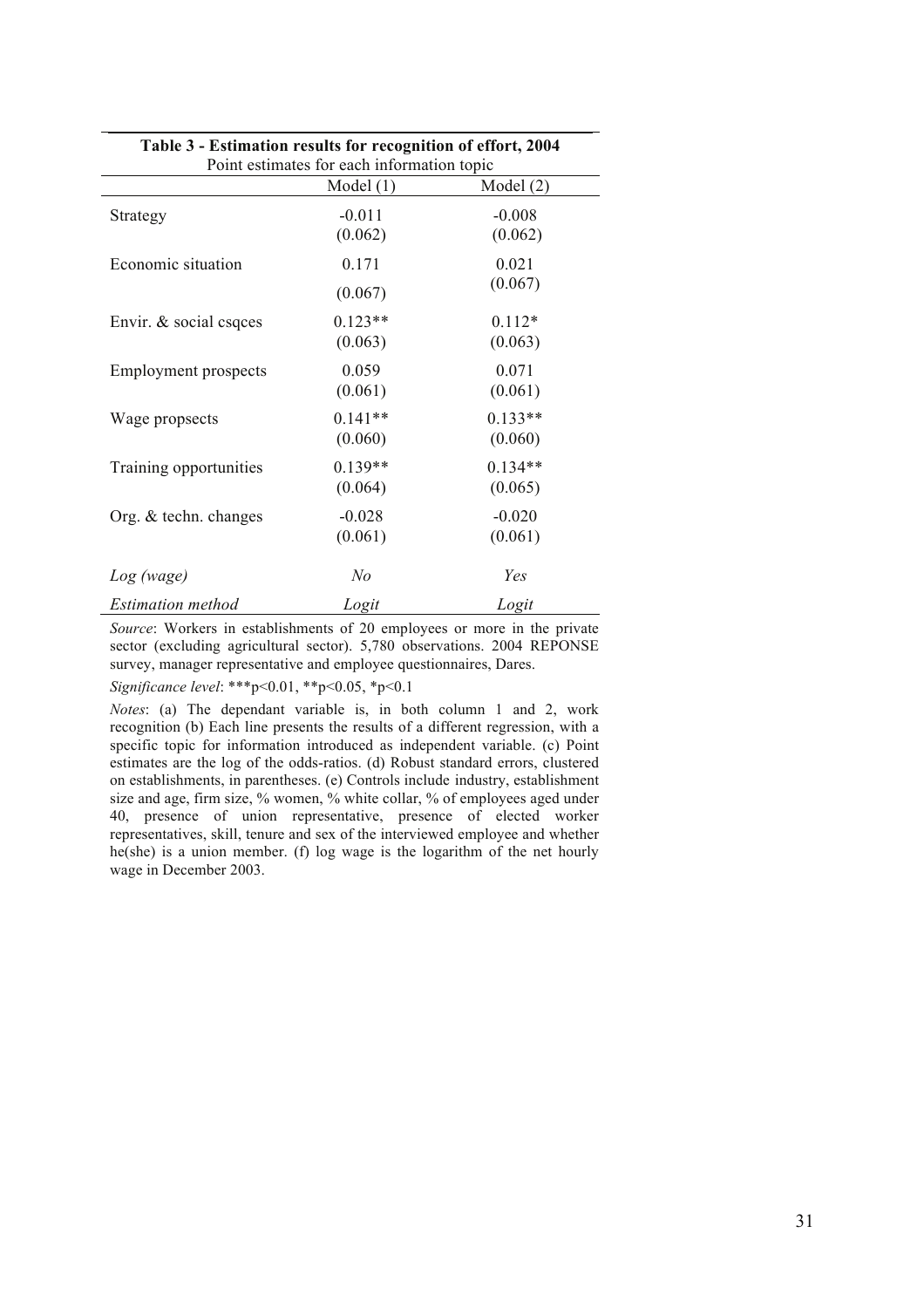**Table 3 - Estimation results for recognition of effort, 2004**

Point estimates for each information topic

| | Model (1) | Model (2) |
|---|---|---|
| Strategy | -0.011 | -0.008 |
| | (0.062) | (0.062) |
| Economic situation | 0.171 | 0.021 |
| | (0.067) | (0.067) |
| Envir. & social csqces | 0.123** | 0.112* |
| | (0.063) | (0.063) |
| Employment prospects | 0.059 | 0.071 |
| | (0.061) | (0.061) |
| Wage propsects | 0.141** | 0.133** |
| | (0.060) | (0.060) |
| Training opportunities | 0.139** | 0.134** |
| | (0.064) | (0.065) |
| Org. & techn. changes | -0.028 | -0.020 |
| | (0.061) | (0.061) |
| *Log (wage)* | *No* | *Yes* |
| *Estimation method* | *Logit* | *Logit* |

*Source*: Workers in establishments of 20 employees or more in the private sector (excluding agricultural sector). 5,780 observations. 2004 REPONSE survey, manager representative and employee questionnaires, Dares.

*Significance level*: ***p<0.01, **p<0.05, *p<0.1

*Notes*: (a) The dependant variable is, in both column 1 and 2, work recognition (b) Each line presents the results of a different regression, with a specific topic for information introduced as independent variable. (c) Point estimates are the log of the odds-ratios. (d) Robust standard errors, clustered on establishments, in parentheses. (e) Controls include industry, establishment size and age, firm size, % women, % white collar, % of employees aged under 40, presence of union representative, presence of elected worker representatives, skill, tenure and sex of the interviewed employee and whether he(she) is a union member. (f) log wage is the logarithm of the net hourly wage in December 2003.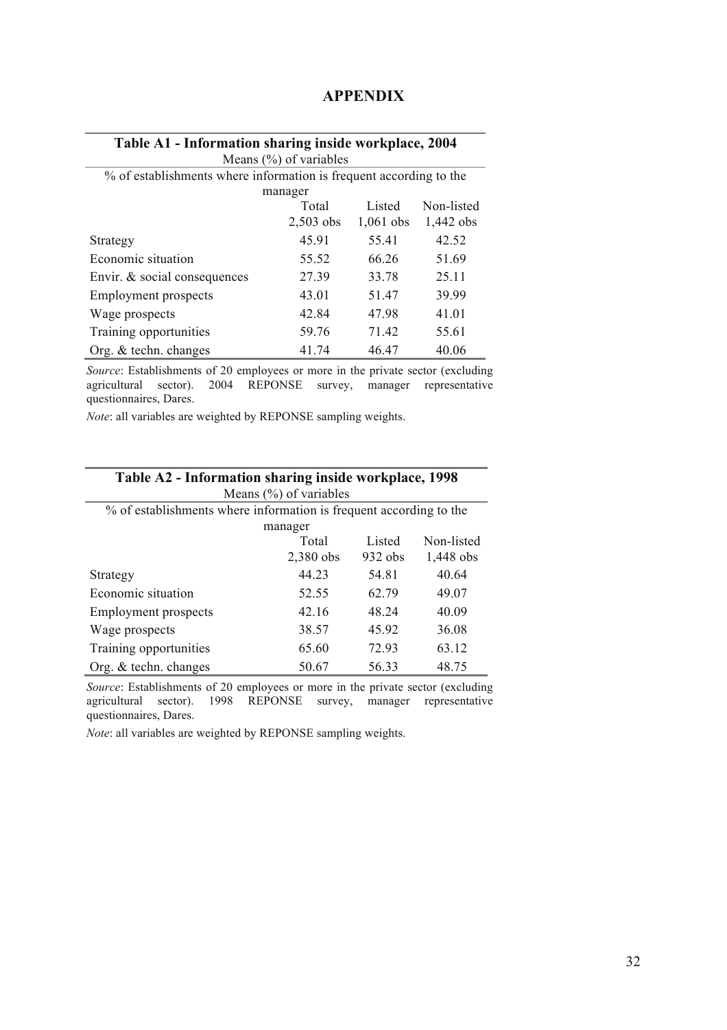# APPENDIX

**Table A1 - Information sharing inside workplace, 2004**

Means (%) of variables

| % of establishments where information is frequent according to the manager | Total 2,503 obs | Listed 1,061 obs | Non-listed 1,442 obs |
|---|---|---|---|
| Strategy | 45.91 | 55.41 | 42.52 |
| Economic situation | 55.52 | 66.26 | 51.69 |
| Envir. & social consequences | 27.39 | 33.78 | 25.11 |
| Employment prospects | 43.01 | 51.47 | 39.99 |
| Wage prospects | 42.84 | 47.98 | 41.01 |
| Training opportunities | 59.76 | 71.42 | 55.61 |
| Org. & techn. changes | 41.74 | 46.47 | 40.06 |

*Source*: Establishments of 20 employees or more in the private sector (excluding agricultural sector). 2004 REPONSE survey, manager representative questionnaires, Dares.

*Note*: all variables are weighted by REPONSE sampling weights.

**Table A2 - Information sharing inside workplace, 1998**

Means (%) of variables

| % of establishments where information is frequent according to the manager | Total 2,380 obs | Listed 932 obs | Non-listed 1,448 obs |
|---|---|---|---|
| Strategy | 44.23 | 54.81 | 40.64 |
| Economic situation | 52.55 | 62.79 | 49.07 |
| Employment prospects | 42.16 | 48.24 | 40.09 |
| Wage prospects | 38.57 | 45.92 | 36.08 |
| Training opportunities | 65.60 | 72.93 | 63.12 |
| Org. & techn. changes | 50.67 | 56.33 | 48.75 |

*Source*: Establishments of 20 employees or more in the private sector (excluding agricultural sector). 1998 REPONSE survey, manager representative questionnaires, Dares.

*Note*: all variables are weighted by REPONSE sampling weights.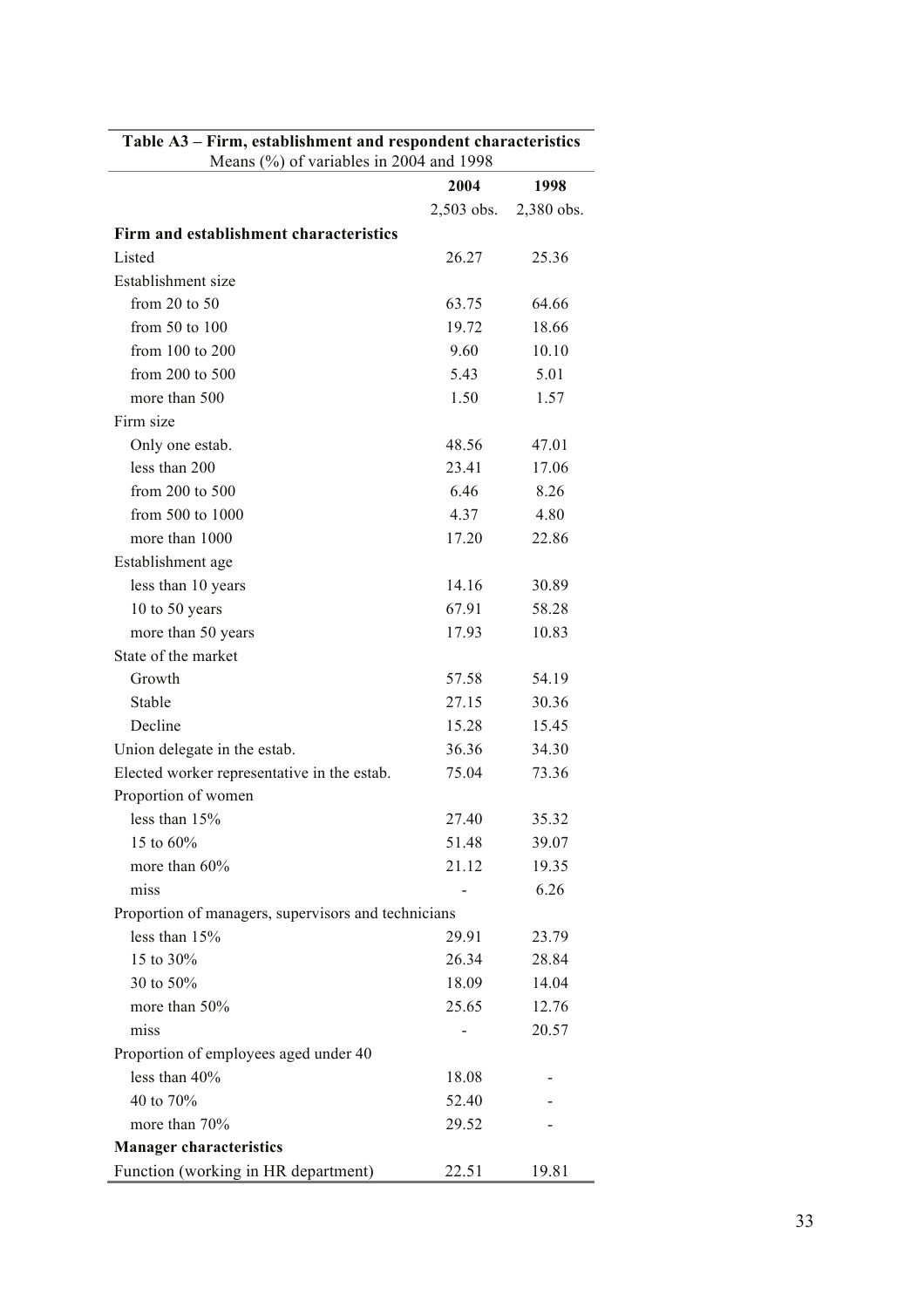**Table A3 – Firm, establishment and respondent characteristics**

Means (%) of variables in 2004 and 1998

| | 2004 | 1998 |
|---|---|---|
| | 2,503 obs. | 2,380 obs. |
| **Firm and establishment characteristics** | | |
| Listed | 26.27 | 25.36 |
| Establishment size | | |
| from 20 to 50 | 63.75 | 64.66 |
| from 50 to 100 | 19.72 | 18.66 |
| from 100 to 200 | 9.60 | 10.10 |
| from 200 to 500 | 5.43 | 5.01 |
| more than 500 | 1.50 | 1.57 |
| Firm size | | |
| Only one estab. | 48.56 | 47.01 |
| less than 200 | 23.41 | 17.06 |
| from 200 to 500 | 6.46 | 8.26 |
| from 500 to 1000 | 4.37 | 4.80 |
| more than 1000 | 17.20 | 22.86 |
| Establishment age | | |
| less than 10 years | 14.16 | 30.89 |
| 10 to 50 years | 67.91 | 58.28 |
| more than 50 years | 17.93 | 10.83 |
| State of the market | | |
| Growth | 57.58 | 54.19 |
| Stable | 27.15 | 30.36 |
| Decline | 15.28 | 15.45 |
| Union delegate in the estab. | 36.36 | 34.30 |
| Elected worker representative in the estab. | 75.04 | 73.36 |
| Proportion of women | | |
| less than 15% | 27.40 | 35.32 |
| 15 to 60% | 51.48 | 39.07 |
| more than 60% | 21.12 | 19.35 |
| miss | - | 6.26 |
| Proportion of managers, supervisors and technicians | | |
| less than 15% | 29.91 | 23.79 |
| 15 to 30% | 26.34 | 28.84 |
| 30 to 50% | 18.09 | 14.04 |
| more than 50% | 25.65 | 12.76 |
| miss | - | 20.57 |
| Proportion of employees aged under 40 | | |
| less than 40% | 18.08 | - |
| 40 to 70% | 52.40 | - |
| more than 70% | 29.52 | - |
| **Manager characteristics** | | |
| Function (working in HR department) | 22.51 | 19.81 |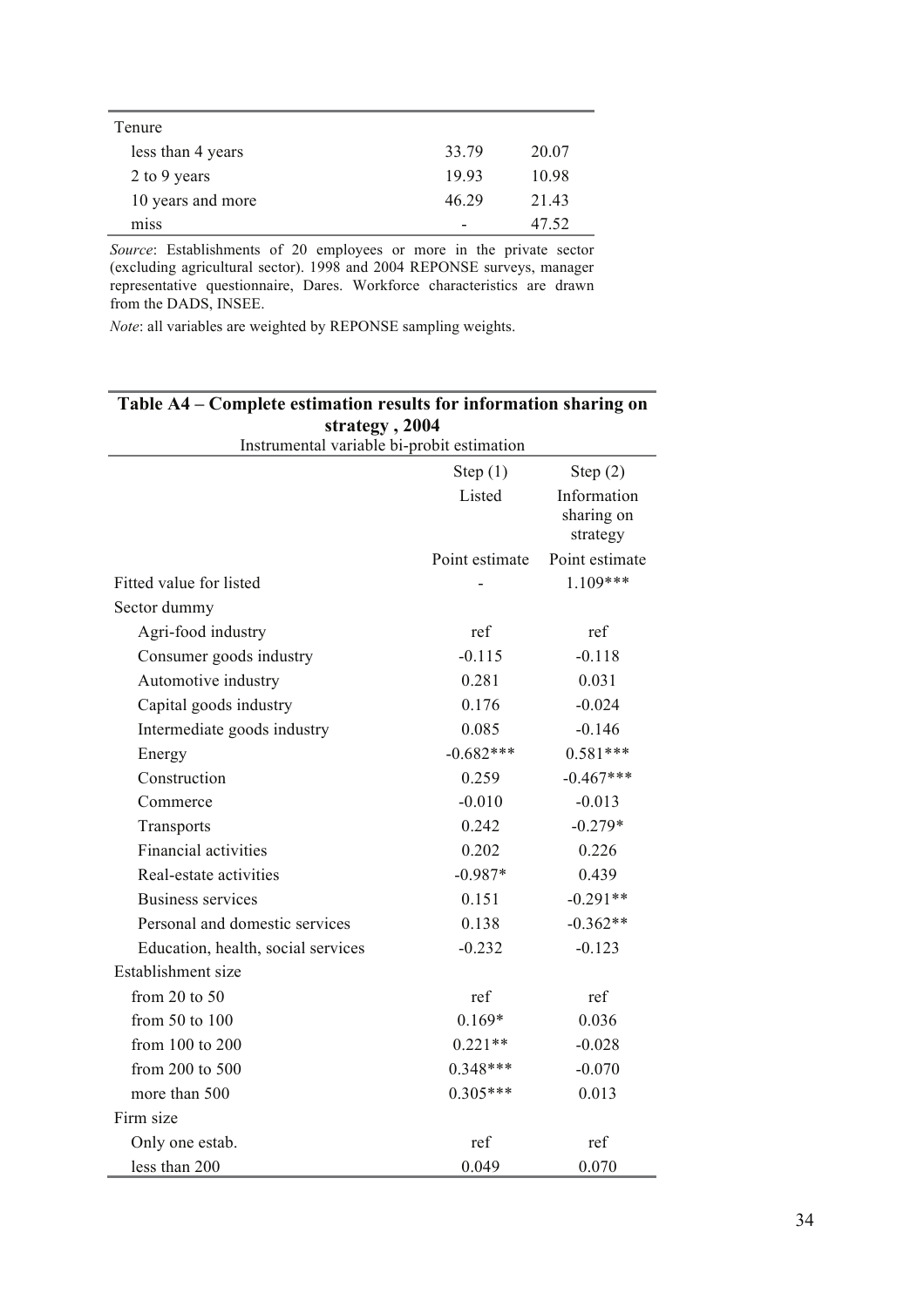| Tenure | | |
|---|---|---|
| less than 4 years | 33.79 | 20.07 |
| 2 to 9 years | 19.93 | 10.98 |
| 10 years and more | 46.29 | 21.43 |
| miss | - | 47.52 |

*Source*: Establishments of 20 employees or more in the private sector (excluding agricultural sector). 1998 and 2004 REPONSE surveys, manager representative questionnaire, Dares. Workforce characteristics are drawn from the DADS, INSEE.

*Note*: all variables are weighted by REPONSE sampling weights.

**Table A4 – Complete estimation results for information sharing on strategy , 2004**

Instrumental variable bi-probit estimation

| | Step (1) | Step (2) |
|---|---|---|
| | Listed | Information sharing on strategy |
| | Point estimate | Point estimate |
| Fitted value for listed | - | 1.109*** |
| Sector dummy | | |
| Agri-food industry | ref | ref |
| Consumer goods industry | -0.115 | -0.118 |
| Automotive industry | 0.281 | 0.031 |
| Capital goods industry | 0.176 | -0.024 |
| Intermediate goods industry | 0.085 | -0.146 |
| Energy | -0.682*** | 0.581*** |
| Construction | 0.259 | -0.467*** |
| Commerce | -0.010 | -0.013 |
| Transports | 0.242 | -0.279* |
| Financial activities | 0.202 | 0.226 |
| Real-estate activities | -0.987* | 0.439 |
| Business services | 0.151 | -0.291** |
| Personal and domestic services | 0.138 | -0.362** |
| Education, health, social services | -0.232 | -0.123 |
| Establishment size | | |
| from 20 to 50 | ref | ref |
| from 50 to 100 | 0.169* | 0.036 |
| from 100 to 200 | 0.221** | -0.028 |
| from 200 to 500 | 0.348*** | -0.070 |
| more than 500 | 0.305*** | 0.013 |
| Firm size | | |
| Only one estab. | ref | ref |
| less than 200 | 0.049 | 0.070 |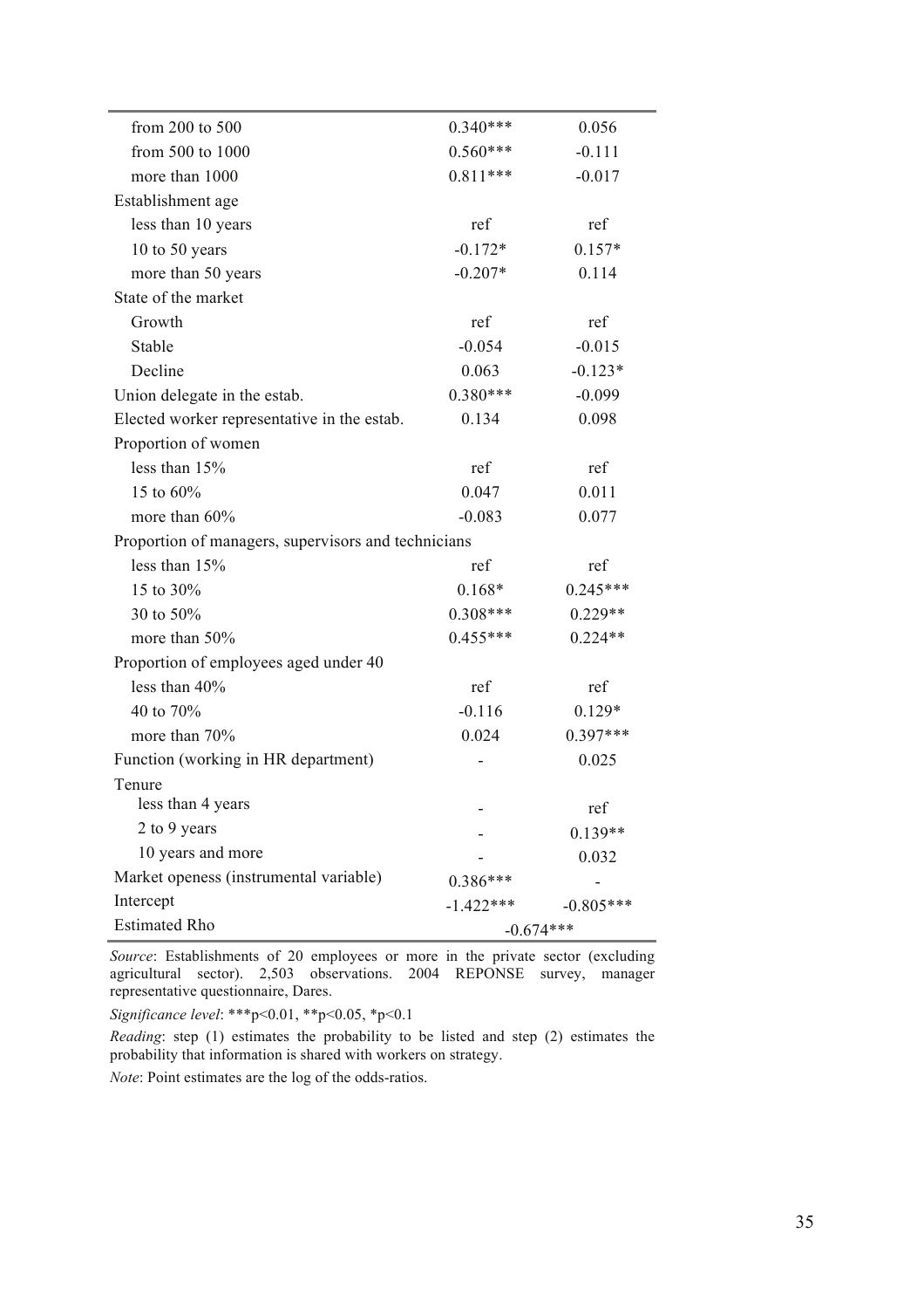| | | |
|---|---|---|
| from 200 to 500 | 0.340*** | 0.056 |
| from 500 to 1000 | 0.560*** | -0.111 |
| more than 1000 | 0.811*** | -0.017 |
| Establishment age | | |
| less than 10 years | ref | ref |
| 10 to 50 years | -0.172* | 0.157* |
| more than 50 years | -0.207* | 0.114 |
| State of the market | | |
| Growth | ref | ref |
| Stable | -0.054 | -0.015 |
| Decline | 0.063 | -0.123* |
| Union delegate in the estab. | 0.380*** | -0.099 |
| Elected worker representative in the estab. | 0.134 | 0.098 |
| Proportion of women | | |
| less than 15% | ref | ref |
| 15 to 60% | 0.047 | 0.011 |
| more than 60% | -0.083 | 0.077 |
| Proportion of managers, supervisors and technicians | | |
| less than 15% | ref | ref |
| 15 to 30% | 0.168* | 0.245*** |
| 30 to 50% | 0.308*** | 0.229** |
| more than 50% | 0.455*** | 0.224** |
| Proportion of employees aged under 40 | | |
| less than 40% | ref | ref |
| 40 to 70% | -0.116 | 0.129* |
| more than 70% | 0.024 | 0.397*** |
| Function (working in HR department) | - | 0.025 |
| Tenure | | |
| less than 4 years | - | ref |
| 2 to 9 years | - | 0.139** |
| 10 years and more | - | 0.032 |
| Market openess (instrumental variable) | 0.386*** | - |
| Intercept | -1.422*** | -0.805*** |
| Estimated Rho | -0.674*** | |

*Source*: Establishments of 20 employees or more in the private sector (excluding agricultural sector). 2,503 observations. 2004 REPONSE survey, manager representative questionnaire, Dares.

*Significance level*: ***p<0.01, **p<0.05, *p<0.1

*Reading*: step (1) estimates the probability to be listed and step (2) estimates the probability that information is shared with workers on strategy.

*Note*: Point estimates are the log of the odds-ratios.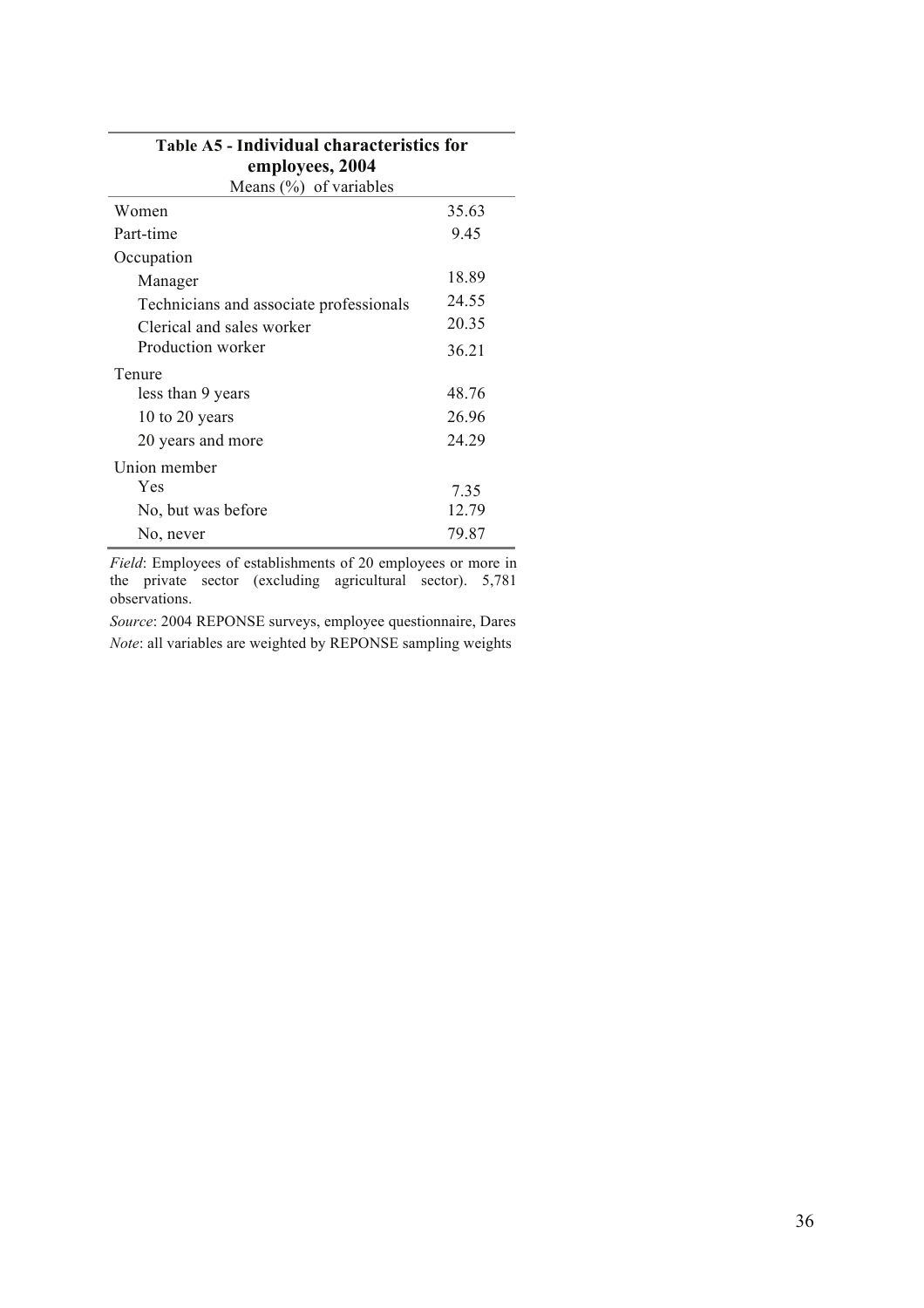**Table A5 - Individual characteristics for employees, 2004**

| Means (%) of variables | |
|---|---|
| Women | 35.63 |
| Part-time | 9.45 |
| Occupation | |
| Manager | 18.89 |
| Technicians and associate professionals | 24.55 |
| Clerical and sales worker | 20.35 |
| Production worker | 36.21 |
| Tenure | |
| less than 9 years | 48.76 |
| 10 to 20 years | 26.96 |
| 20 years and more | 24.29 |
| Union member | |
| Yes | 7.35 |
| No, but was before | 12.79 |
| No, never | 79.87 |

*Field*: Employees of establishments of 20 employees or more in the private sector (excluding agricultural sector). 5,781 observations.

*Source*: 2004 REPONSE surveys, employee questionnaire, Dares

*Note*: all variables are weighted by REPONSE sampling weights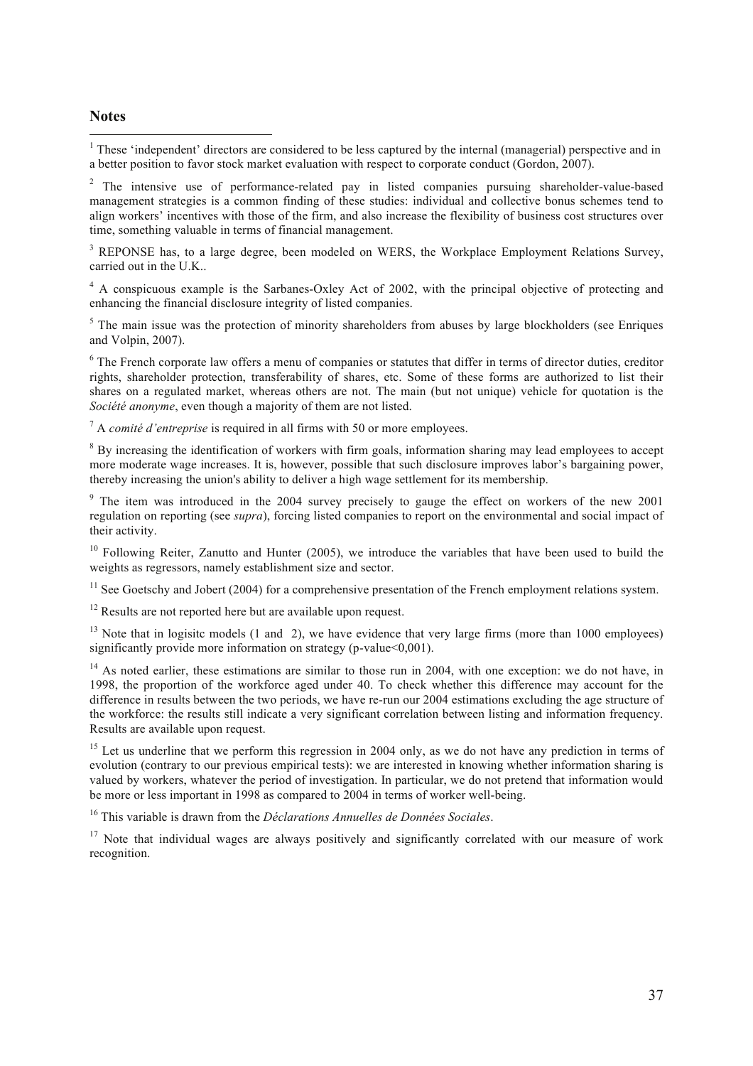## Notes

[1] These 'independent' directors are considered to be less captured by the internal (managerial) perspective and in a better position to favor stock market evaluation with respect to corporate conduct (Gordon, 2007).

[2] The intensive use of performance-related pay in listed companies pursuing shareholder-value-based management strategies is a common finding of these studies: individual and collective bonus schemes tend to align workers' incentives with those of the firm, and also increase the flexibility of business cost structures over time, something valuable in terms of financial management.

[3] REPONSE has, to a large degree, been modeled on WERS, the Workplace Employment Relations Survey, carried out in the U.K..

[4] A conspicuous example is the Sarbanes-Oxley Act of 2002, with the principal objective of protecting and enhancing the financial disclosure integrity of listed companies.

[5] The main issue was the protection of minority shareholders from abuses by large blockholders (see Enriques and Volpin, 2007).

[6] The French corporate law offers a menu of companies or statutes that differ in terms of director duties, creditor rights, shareholder protection, transferability of shares, etc. Some of these forms are authorized to list their shares on a regulated market, whereas others are not. The main (but not unique) vehicle for quotation is the *Société anonyme*, even though a majority of them are not listed.

[7] A *comité d'entreprise* is required in all firms with 50 or more employees.

[8] By increasing the identification of workers with firm goals, information sharing may lead employees to accept more moderate wage increases. It is, however, possible that such disclosure improves labor's bargaining power, thereby increasing the union's ability to deliver a high wage settlement for its membership.

[9] The item was introduced in the 2004 survey precisely to gauge the effect on workers of the new 2001 regulation on reporting (see *supra*), forcing listed companies to report on the environmental and social impact of their activity.

[10] Following Reiter, Zanutto and Hunter (2005), we introduce the variables that have been used to build the weights as regressors, namely establishment size and sector.

[11] See Goetschy and Jobert (2004) for a comprehensive presentation of the French employment relations system.

[12] Results are not reported here but are available upon request.

[13] Note that in logisitc models (1 and 2), we have evidence that very large firms (more than 1000 employees) significantly provide more information on strategy (p-value<0,001).

[14] As noted earlier, these estimations are similar to those run in 2004, with one exception: we do not have, in 1998, the proportion of the workforce aged under 40. To check whether this difference may account for the difference in results between the two periods, we have re-run our 2004 estimations excluding the age structure of the workforce: the results still indicate a very significant correlation between listing and information frequency. Results are available upon request.

[15] Let us underline that we perform this regression in 2004 only, as we do not have any prediction in terms of evolution (contrary to our previous empirical tests): we are interested in knowing whether information sharing is valued by workers, whatever the period of investigation. In particular, we do not pretend that information would be more or less important in 1998 as compared to 2004 in terms of worker well-being.

[16] This variable is drawn from the *Déclarations Annuelles de Données Sociales*.

[17] Note that individual wages are always positively and significantly correlated with our measure of work recognition.